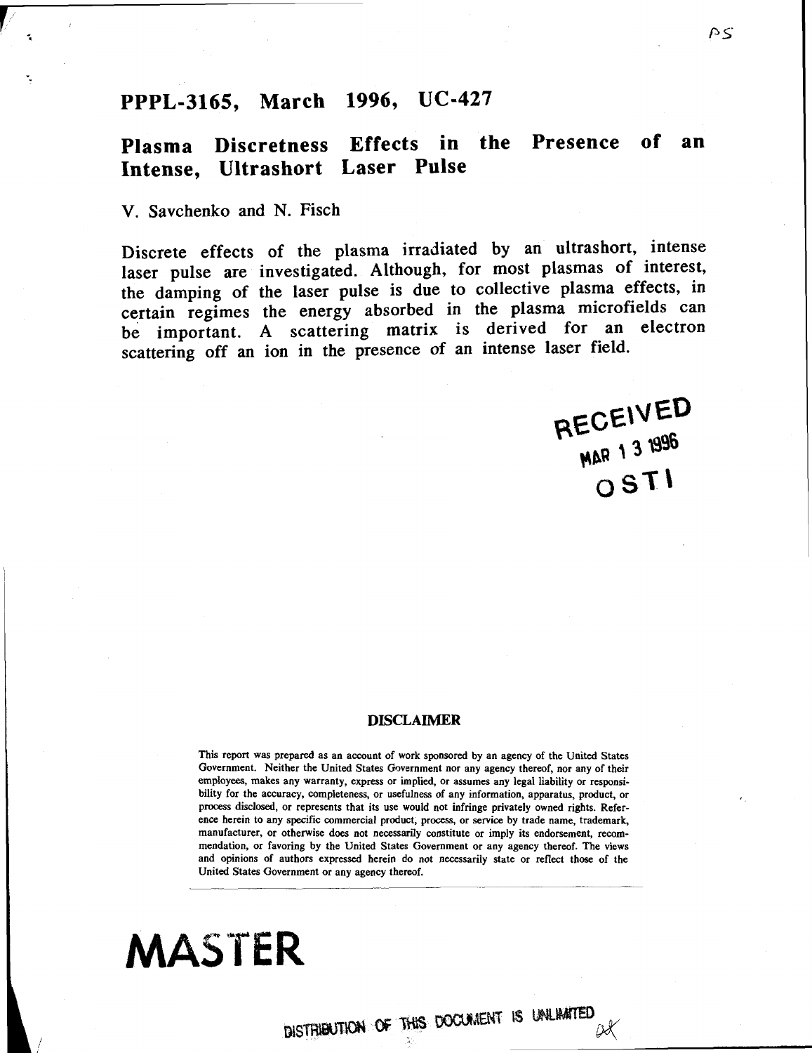PS

# PPPL-3165, March 1996, UC-427

## Plasma Discretness Effects in the Presence of an Intense, Ultrashort Laser Pulse

V. Savchenko and N. Fisch

Discrete effects of the plasma irradiated by an ultrashort, intense laser pulse are investigated. Although, for most plasmas of interest, the damping of the laser pulse is due to collective plasma effects, in certain regimes the energy absorbed in the plasma microfields can be important. A scattering matrix is derived for an electron scattering off an ion in the presence of an intense laser field.

RECEIVED
MAR 13 1996
OSTI

**DISCLAIMER**

This report was prepared as an account of work sponsored by an agency of the United States Government. Neither the United States Government nor any agency thereof, nor any of their employees, makes any warranty, express or implied, or assumes any legal liability or responsibility for the accuracy, completeness, or usefulness of any information, apparatus, product, or process disclosed, or represents that its use would not infringe privately owned rights. Reference herein to any specific commercial product, process, or service by trade name, trademark, manufacturer, or otherwise does not necessarily constitute or imply its endorsement, recommendation, or favoring by the United States Government or any agency thereof. The views and opinions of authors expressed herein do not necessarily state or reflect those of the United States Government or any agency thereof.

**MASTER**

DISTRIBUTION OF THIS DOCUMENT IS UNLIMITED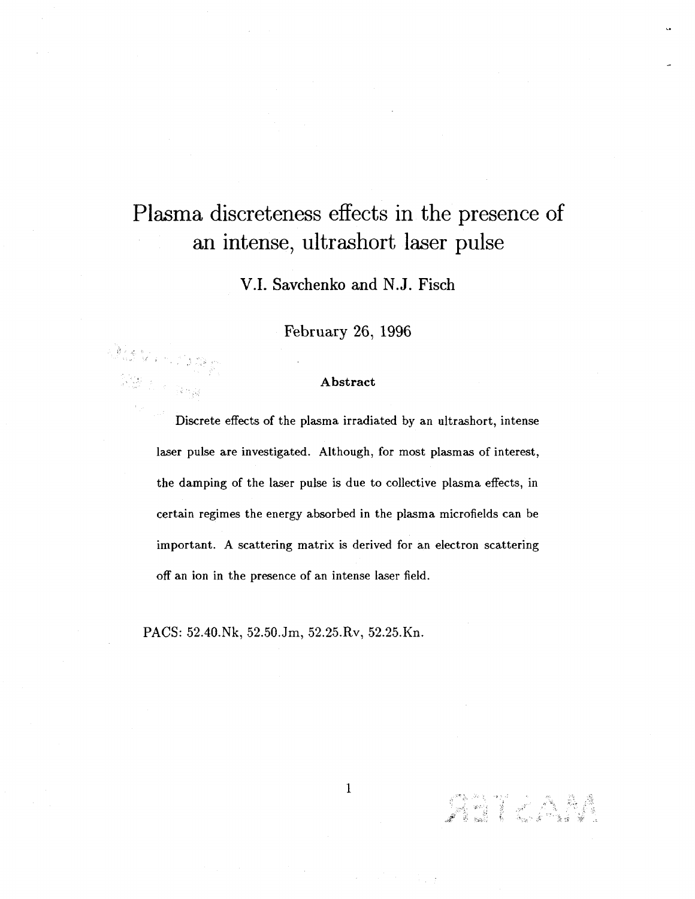# Plasma discreteness effects in the presence of an intense, ultrashort laser pulse

V.I. Savchenko and N.J. Fisch

February 26, 1996

### Abstract

Discrete effects of the plasma irradiated by an ultrashort, intense laser pulse are investigated. Although, for most plasmas of interest, the damping of the laser pulse is due to collective plasma effects, in certain regimes the energy absorbed in the plasma microfields can be important. A scattering matrix is derived for an electron scattering off an ion in the presence of an intense laser field.

PACS: 52.40.Nk, 52.50.Jm, 52.25.Rv, 52.25.Kn.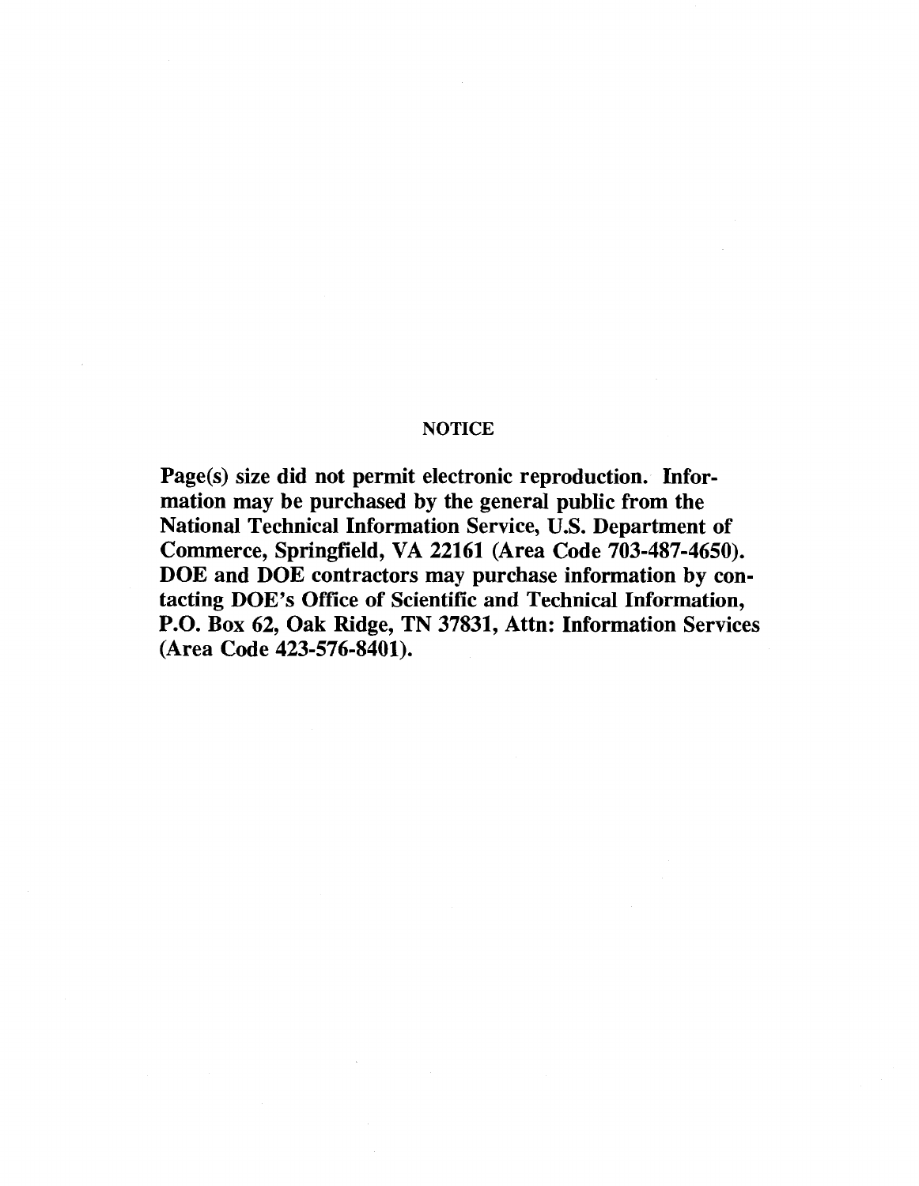NOTICE

**Page(s) size did not permit electronic reproduction. Information may be purchased by the general public from the National Technical Information Service, U.S. Department of Commerce, Springfield, VA 22161 (Area Code 703-487-4650). DOE and DOE contractors may purchase information by contacting DOE's Office of Scientific and Technical Information, P.O. Box 62, Oak Ridge, TN 37831, Attn: Information Services (Area Code 423-576-8401).**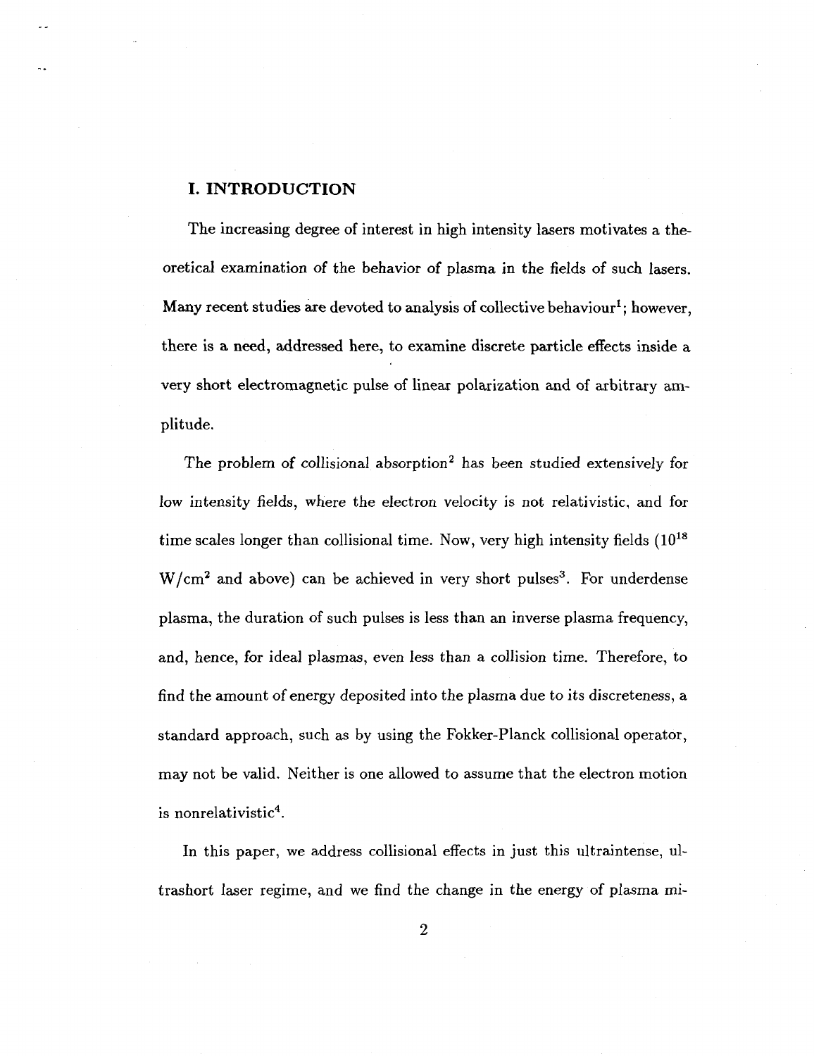## I. INTRODUCTION

The increasing degree of interest in high intensity lasers motivates a theoretical examination of the behavior of plasma in the fields of such lasers. Many recent studies are devoted to analysis of collective behaviour[1]; however, there is a need, addressed here, to examine discrete particle effects inside a very short electromagnetic pulse of linear polarization and of arbitrary amplitude.

The problem of collisional absorption[2] has been studied extensively for low intensity fields, where the electron velocity is not relativistic, and for time scales longer than collisional time. Now, very high intensity fields ($10^{18}$ W/cm$^2$ and above) can be achieved in very short pulses[3]. For underdense plasma, the duration of such pulses is less than an inverse plasma frequency, and, hence, for ideal plasmas, even less than a collision time. Therefore, to find the amount of energy deposited into the plasma due to its discreteness, a standard approach, such as by using the Fokker-Planck collisional operator, may not be valid. Neither is one allowed to assume that the electron motion is nonrelativistic[4].

In this paper, we address collisional effects in just this ultraintense, ultrashort laser regime, and we find the change in the energy of plasma mi-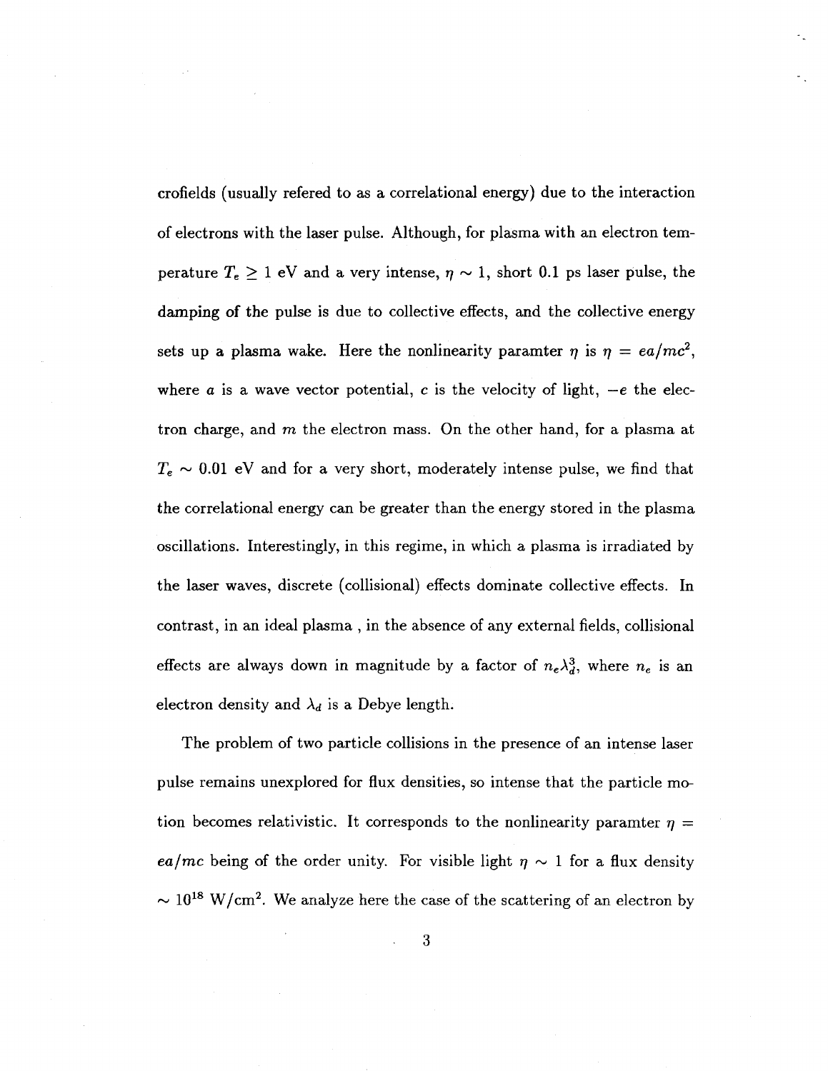crofields (usually refered to as a correlational energy) due to the interaction of electrons with the laser pulse. Although, for plasma with an electron temperature $T_e \geq 1$ eV and a very intense, $\eta \sim 1$, short 0.1 ps laser pulse, the damping of the pulse is due to collective effects, and the collective energy sets up a plasma wake. Here the nonlinearity paramter $\eta$ is $\eta = ea/mc^2$, where $a$ is a wave vector potential, $c$ is the velocity of light, $-e$ the electron charge, and $m$ the electron mass. On the other hand, for a plasma at $T_e \sim 0.01$ eV and for a very short, moderately intense pulse, we find that the correlational energy can be greater than the energy stored in the plasma oscillations. Interestingly, in this regime, in which a plasma is irradiated by the laser waves, discrete (collisional) effects dominate collective effects. In contrast, in an ideal plasma , in the absence of any external fields, collisional effects are always down in magnitude by a factor of $n_e \lambda_d^3$, where $n_e$ is an electron density and $\lambda_d$ is a Debye length.

The problem of two particle collisions in the presence of an intense laser pulse remains unexplored for flux densities, so intense that the particle motion becomes relativistic. It corresponds to the nonlinearity paramter $\eta = ea/mc$ being of the order unity. For visible light $\eta \sim 1$ for a flux density $\sim 10^{18}$ W/cm$^2$. We analyze here the case of the scattering of an electron by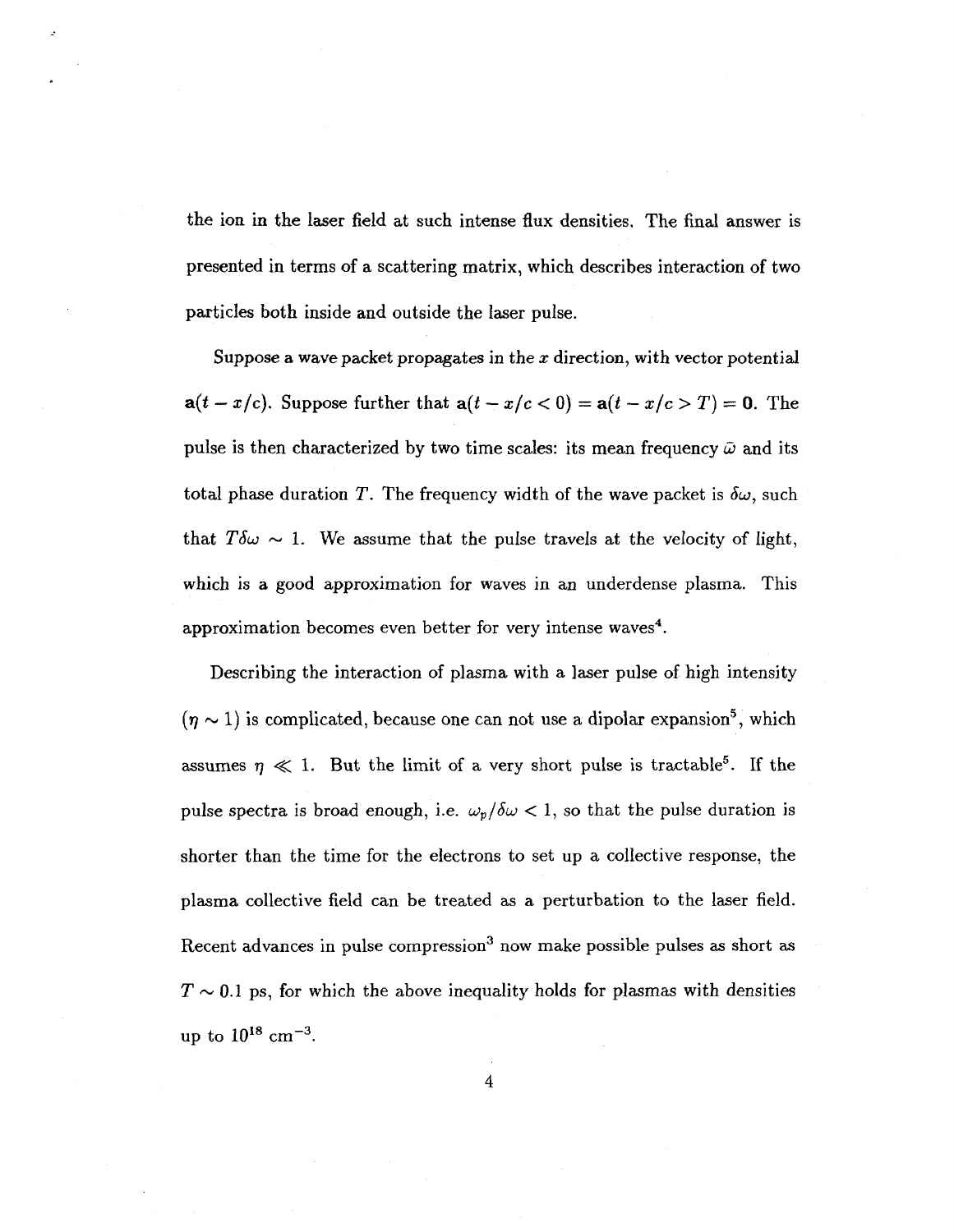the ion in the laser field at such intense flux densities. The final answer is presented in terms of a scattering matrix, which describes interaction of two particles both inside and outside the laser pulse.

Suppose a wave packet propagates in the $x$ direction, with vector potential $\mathbf{a}(t - x/c)$. Suppose further that $\mathbf{a}(t - x/c < 0) = \mathbf{a}(t - x/c > T) = \mathbf{0}$. The pulse is then characterized by two time scales: its mean frequency $\bar{\omega}$ and its total phase duration $T$. The frequency width of the wave packet is $\delta\omega$, such that $T\delta\omega \sim 1$. We assume that the pulse travels at the velocity of light, which is a good approximation for waves in an underdense plasma. This approximation becomes even better for very intense waves[4].

Describing the interaction of plasma with a laser pulse of high intensity ($\eta \sim 1$) is complicated, because one can not use a dipolar expansion[5], which assumes $\eta \ll 1$. But the limit of a very short pulse is tractable[5]. If the pulse spectra is broad enough, i.e. $\omega_p/\delta\omega < 1$, so that the pulse duration is shorter than the time for the electrons to set up a collective response, the plasma collective field can be treated as a perturbation to the laser field. Recent advances in pulse compression[3] now make possible pulses as short as $T \sim 0.1$ ps, for which the above inequality holds for plasmas with densities up to $10^{18}$ cm$^{-3}$.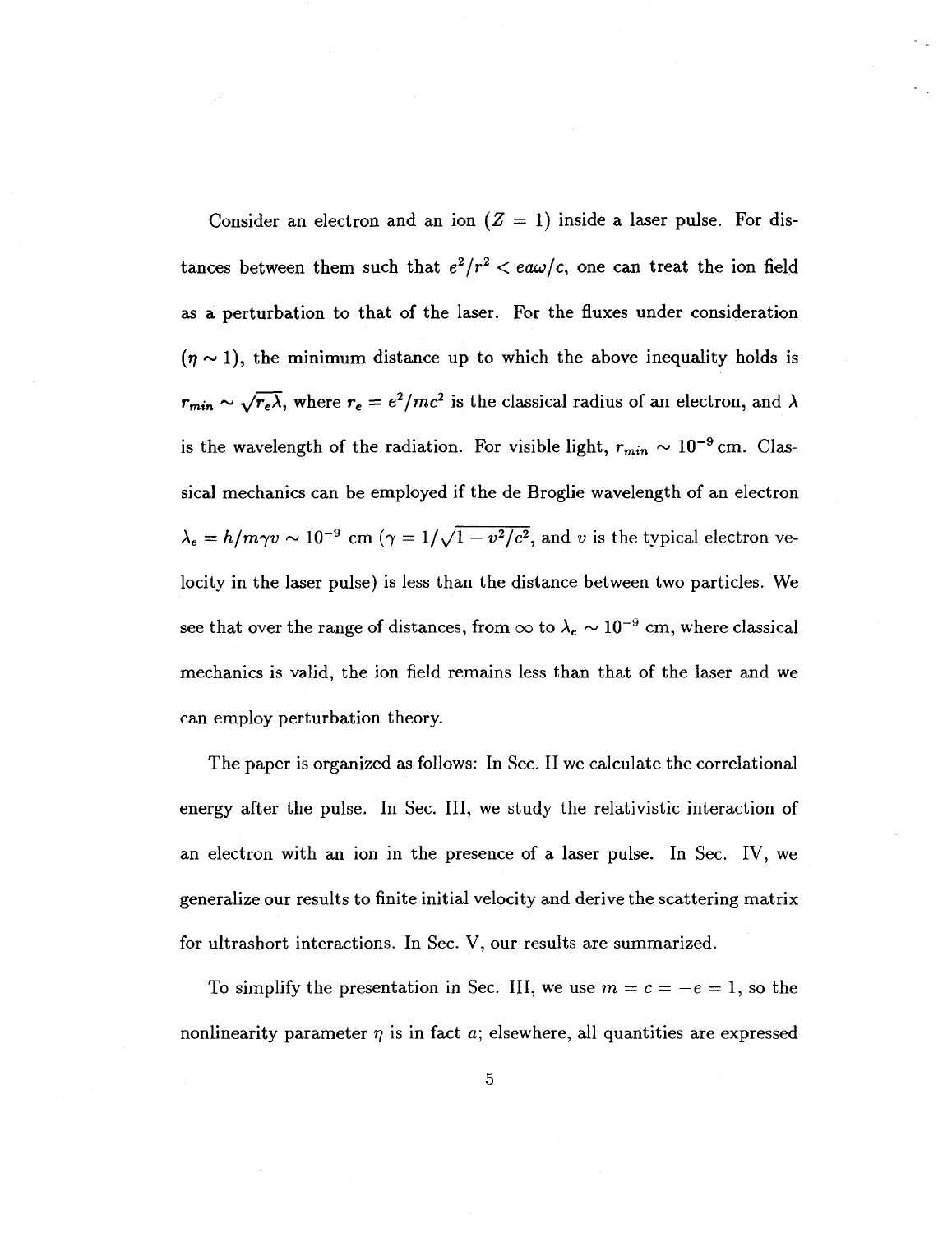Consider an electron and an ion ($Z = 1$) inside a laser pulse. For distances between them such that $e^2/r^2 < ea\omega/c$, one can treat the ion field as a perturbation to that of the laser. For the fluxes under consideration ($\eta \sim 1$), the minimum distance up to which the above inequality holds is $r_{min} \sim \sqrt{r_e \lambda}$, where $r_e = e^2/mc^2$ is the classical radius of an electron, and $\lambda$ is the wavelength of the radiation. For visible light, $r_{min} \sim 10^{-9}\,\mathrm{cm}$. Classical mechanics can be employed if the de Broglie wavelength of an electron $\lambda_e = h/m\gamma v \sim 10^{-9}$ cm ($\gamma = 1/\sqrt{1 - v^2/c^2}$, and $v$ is the typical electron velocity in the laser pulse) is less than the distance between two particles. We see that over the range of distances, from $\infty$ to $\lambda_e \sim 10^{-9}$ cm, where classical mechanics is valid, the ion field remains less than that of the laser and we can employ perturbation theory.

The paper is organized as follows: In Sec. II we calculate the correlational energy after the pulse. In Sec. III, we study the relativistic interaction of an electron with an ion in the presence of a laser pulse. In Sec. IV, we generalize our results to finite initial velocity and derive the scattering matrix for ultrashort interactions. In Sec. V, our results are summarized.

To simplify the presentation in Sec. III, we use $m = c = -e = 1$, so the nonlinearity parameter $\eta$ is in fact $a$; elsewhere, all quantities are expressed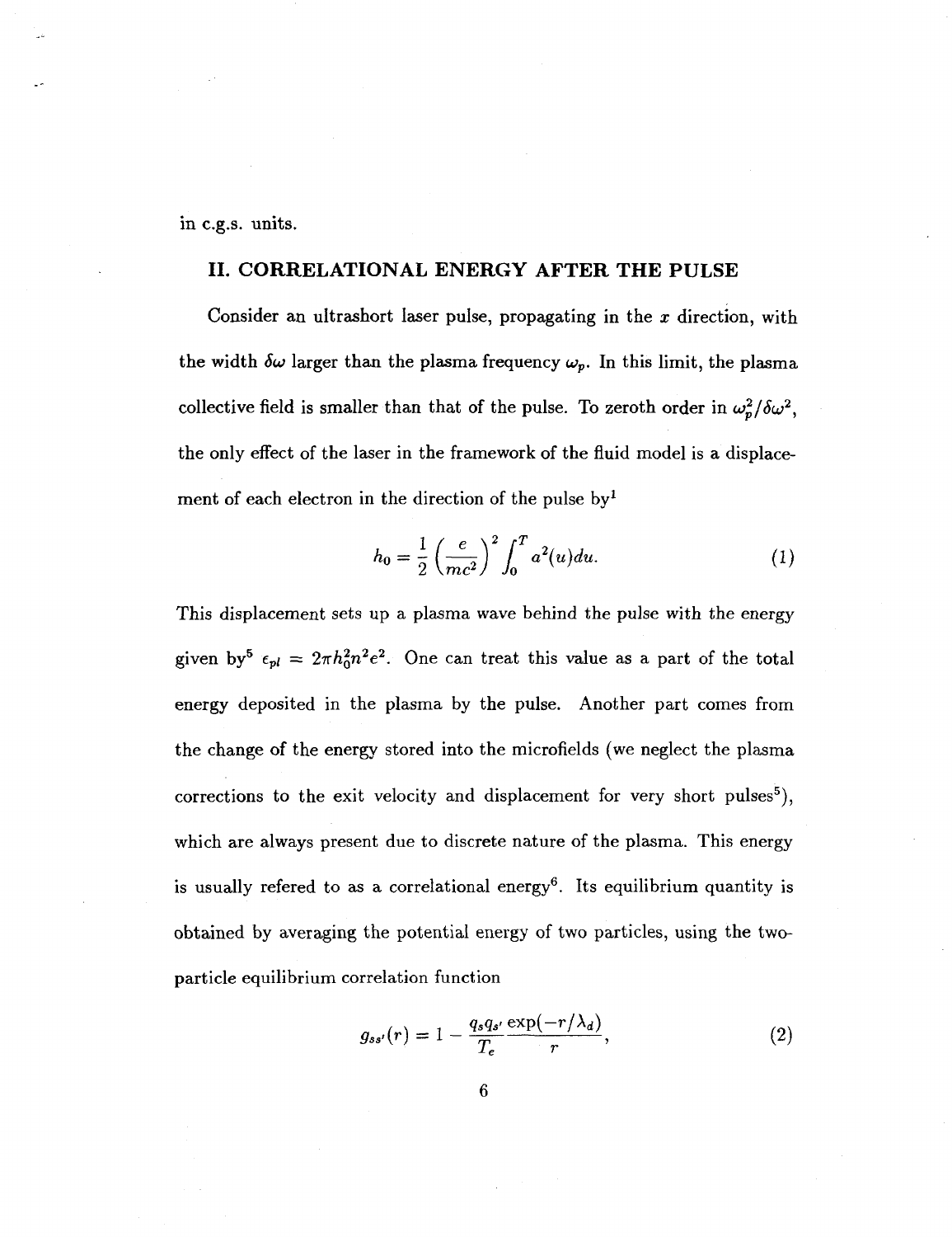in c.g.s. units.

## II. CORRELATIONAL ENERGY AFTER THE PULSE

Consider an ultrashort laser pulse, propagating in the $x$ direction, with the width $\delta\omega$ larger than the plasma frequency $\omega_p$. In this limit, the plasma collective field is smaller than that of the pulse. To zeroth order in $\omega_p^2/\delta\omega^2$, the only effect of the laser in the framework of the fluid model is a displacement of each electron in the direction of the pulse by[1]

$$h_0 = \frac{1}{2}\left(\frac{e}{mc^2}\right)^2 \int_0^T a^2(u)du. \tag{1}$$

This displacement sets up a plasma wave behind the pulse with the energy given by[5] $\epsilon_{pl} = 2\pi h_0^2 n^2 e^2$. One can treat this value as a part of the total energy deposited in the plasma by the pulse. Another part comes from the change of the energy stored into the microfields (we neglect the plasma corrections to the exit velocity and displacement for very short pulses[5]), which are always present due to discrete nature of the plasma. This energy is usually refered to as a correlational energy[6]. Its equilibrium quantity is obtained by averaging the potential energy of two particles, using the two-particle equilibrium correlation function

$$g_{ss'}(r) = 1 - \frac{q_s q_{s'}}{T_e}\frac{\exp(-r/\lambda_d)}{r}, \tag{2}$$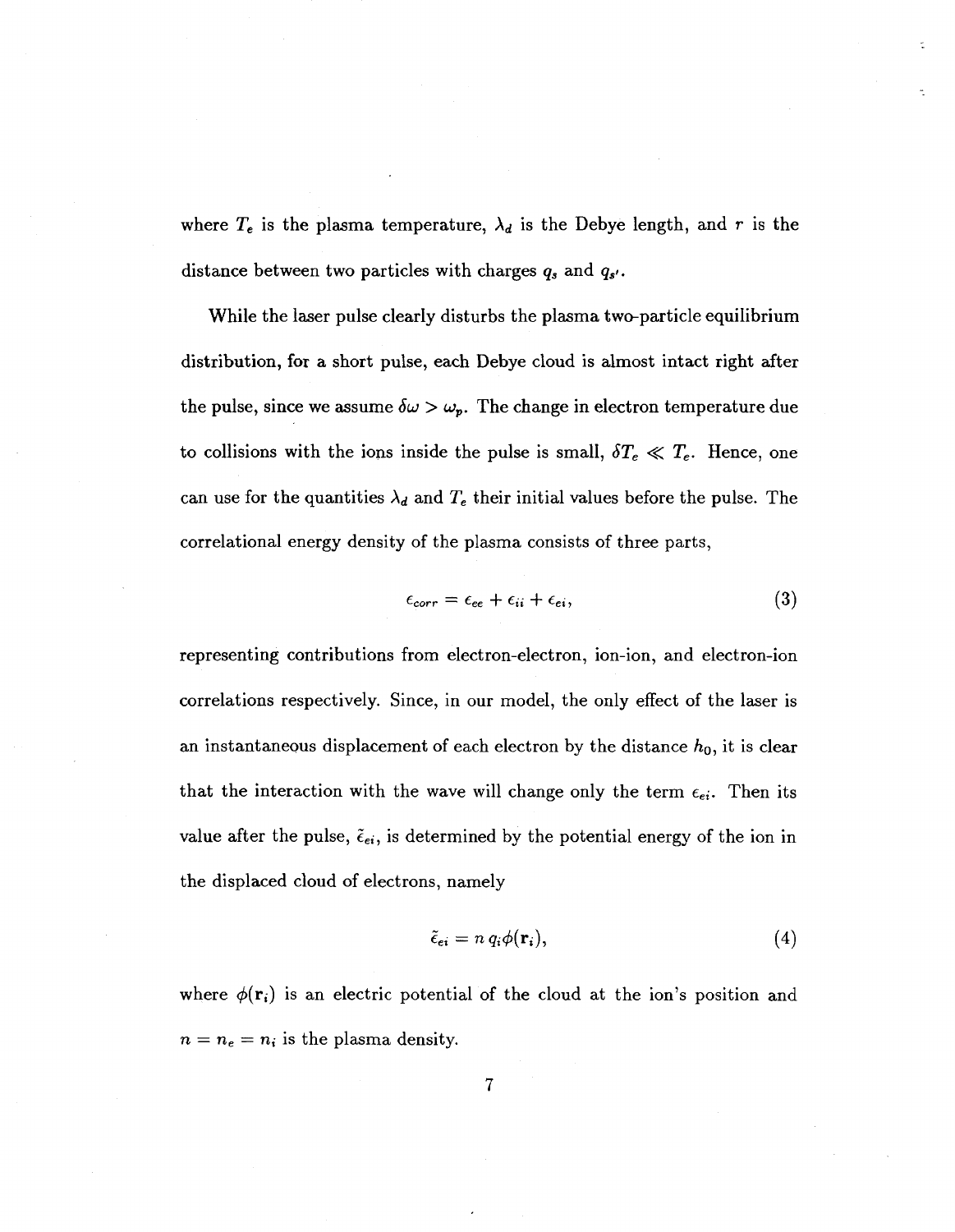where $T_e$ is the plasma temperature, $\lambda_d$ is the Debye length, and $r$ is the distance between two particles with charges $q_s$ and $q_{s'}$.

While the laser pulse clearly disturbs the plasma two-particle equilibrium distribution, for a short pulse, each Debye cloud is almost intact right after the pulse, since we assume $\delta\omega > \omega_p$. The change in electron temperature due to collisions with the ions inside the pulse is small, $\delta T_e \ll T_e$. Hence, one can use for the quantities $\lambda_d$ and $T_e$ their initial values before the pulse. The correlational energy density of the plasma consists of three parts,

$$\epsilon_{corr} = \epsilon_{ee} + \epsilon_{ii} + \epsilon_{ei}, \tag{3}$$

representing contributions from electron-electron, ion-ion, and electron-ion correlations respectively. Since, in our model, the only effect of the laser is an instantaneous displacement of each electron by the distance $h_0$, it is clear that the interaction with the wave will change only the term $\epsilon_{ei}$. Then its value after the pulse, $\tilde{\epsilon}_{ei}$, is determined by the potential energy of the ion in the displaced cloud of electrons, namely

$$\tilde{\epsilon}_{ei} = n\, q_i \phi(\mathbf{r}_i), \tag{4}$$

where $\phi(\mathbf{r}_i)$ is an electric potential of the cloud at the ion's position and $n = n_e = n_i$ is the plasma density.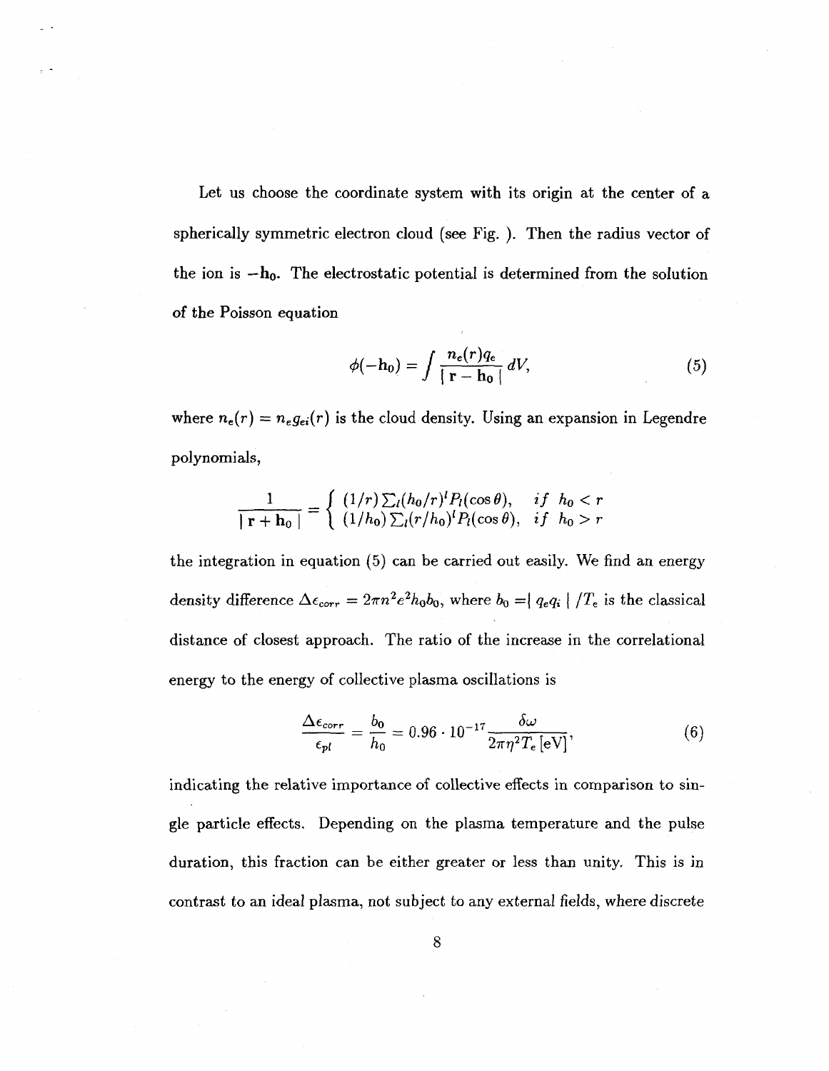Let us choose the coordinate system with its origin at the center of a spherically symmetric electron cloud (see Fig. ). Then the radius vector of the ion is $-\mathbf{h_0}$. The electrostatic potential is determined from the solution of the Poisson equation

$$\phi(-\mathbf{h_0}) = \int \frac{n_e(r) q_e}{|\mathbf{r} - \mathbf{h_0}|} dV, \tag{5}$$

where $n_e(r) = n_e g_{ei}(r)$ is the cloud density. Using an expansion in Legendre polynomials,

$$\frac{1}{|\mathbf{r} + \mathbf{h_0}|} = \begin{cases} (1/r)\sum_l (h_0/r)^l P_l(\cos\theta), & if \ h_0 < r \\ (1/h_0)\sum_l (r/h_0)^l P_l(\cos\theta), & if \ h_0 > r \end{cases}$$

the integration in equation (5) can be carried out easily. We find an energy density difference $\Delta\epsilon_{corr} = 2\pi n^2 e^2 h_0 b_0$, where $b_0 = | q_e q_i | / T_e$ is the classical distance of closest approach. The ratio of the increase in the correlational energy to the energy of collective plasma oscillations is

$$\frac{\Delta\epsilon_{corr}}{\epsilon_{pl}} = \frac{b_0}{h_0} = 0.96 \cdot 10^{-17} \frac{\delta\omega}{2\pi\eta^2 T_e\,[\mathrm{eV}]}, \tag{6}$$

indicating the relative importance of collective effects in comparison to single particle effects. Depending on the plasma temperature and the pulse duration, this fraction can be either greater or less than unity. This is in contrast to an ideal plasma, not subject to any external fields, where discrete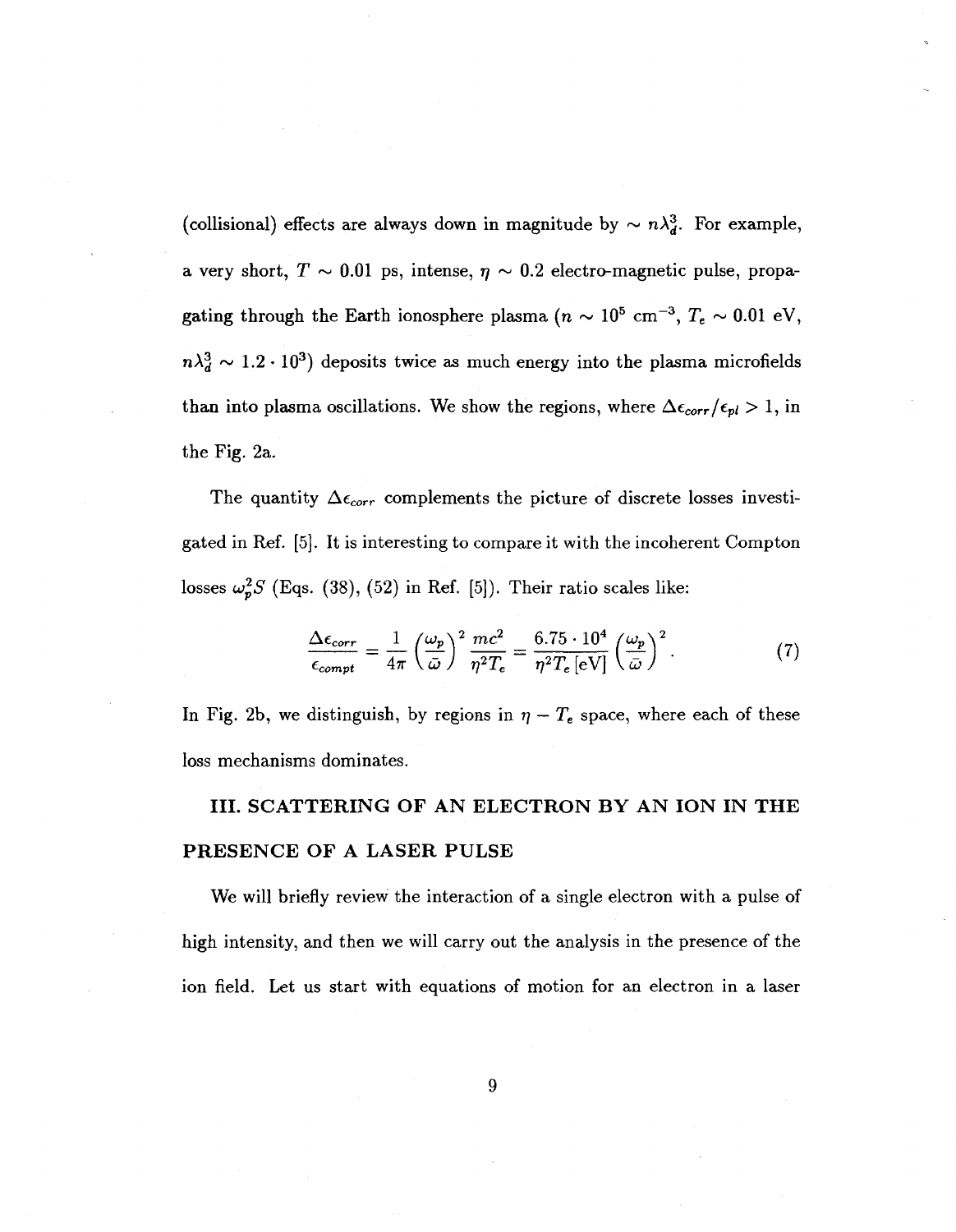(collisional) effects are always down in magnitude by $\sim n\lambda_d^3$. For example, a very short, $T \sim 0.01$ ps, intense, $\eta \sim 0.2$ electro-magnetic pulse, propagating through the Earth ionosphere plasma ($n \sim 10^5$ cm$^{-3}$, $T_e \sim 0.01$ eV, $n\lambda_d^3 \sim 1.2 \cdot 10^3$) deposits twice as much energy into the plasma microfields than into plasma oscillations. We show the regions, where $\Delta\epsilon_{corr}/\epsilon_{pl} > 1$, in the Fig. 2a.

The quantity $\Delta\epsilon_{corr}$ complements the picture of discrete losses investigated in Ref. [5]. It is interesting to compare it with the incoherent Compton losses $\omega_p^2 S$ (Eqs. (38), (52) in Ref. [5]). Their ratio scales like:

$$\frac{\Delta\epsilon_{corr}}{\epsilon_{compt}} = \frac{1}{4\pi}\left(\frac{\omega_p}{\bar{\omega}}\right)^2 \frac{mc^2}{\eta^2 T_e} = \frac{6.75 \cdot 10^4}{\eta^2 T_e\,[\text{eV}]}\left(\frac{\omega_p}{\bar{\omega}}\right)^2 . \tag{7}$$

In Fig. 2b, we distinguish, by regions in $\eta - T_e$ space, where each of these loss mechanisms dominates.

## III. SCATTERING OF AN ELECTRON BY AN ION IN THE PRESENCE OF A LASER PULSE

We will briefly review the interaction of a single electron with a pulse of high intensity, and then we will carry out the analysis in the presence of the ion field. Let us start with equations of motion for an electron in a laser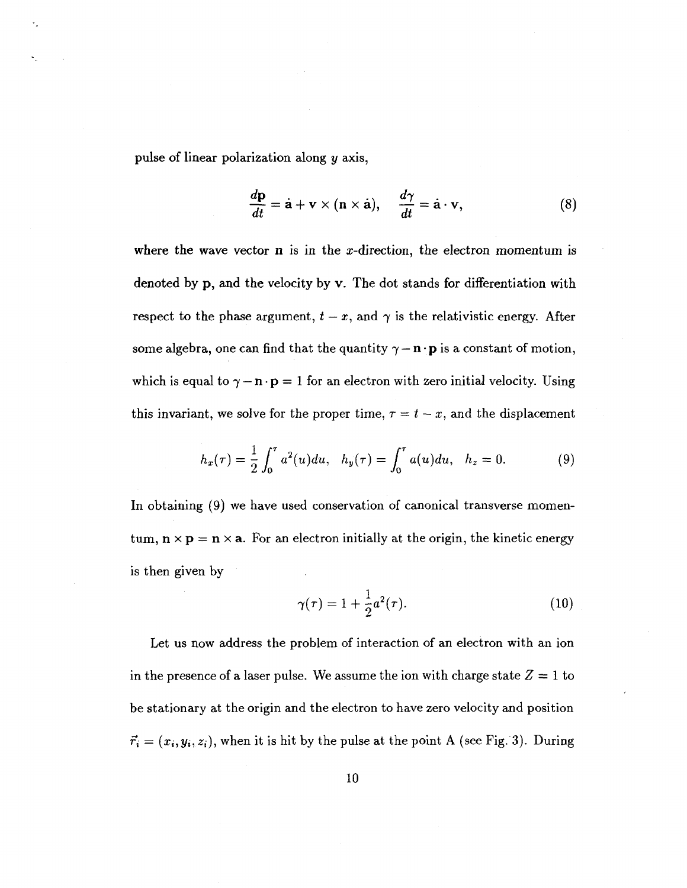pulse of linear polarization along $y$ axis,

$$\frac{d\mathbf{p}}{dt} = \dot{\mathbf{a}} + \mathbf{v} \times (\mathbf{n} \times \dot{\mathbf{a}}), \quad \frac{d\gamma}{dt} = \dot{\mathbf{a}} \cdot \mathbf{v}, \tag{8}$$

where the wave vector $\mathbf{n}$ is in the $x$-direction, the electron momentum is denoted by $\mathbf{p}$, and the velocity by $\mathbf{v}$. The dot stands for differentiation with respect to the phase argument, $t - x$, and $\gamma$ is the relativistic energy. After some algebra, one can find that the quantity $\gamma - \mathbf{n} \cdot \mathbf{p}$ is a constant of motion, which is equal to $\gamma - \mathbf{n} \cdot \mathbf{p} = 1$ for an electron with zero initial velocity. Using this invariant, we solve for the proper time, $\tau = t - x$, and the displacement

$$h_x(\tau) = \frac{1}{2} \int_0^\tau a^2(u) du, \quad h_y(\tau) = \int_0^\tau a(u) du, \quad h_z = 0. \tag{9}$$

In obtaining (9) we have used conservation of canonical transverse momentum, $\mathbf{n} \times \mathbf{p} = \mathbf{n} \times \mathbf{a}$. For an electron initially at the origin, the kinetic energy is then given by

$$\gamma(\tau) = 1 + \frac{1}{2} a^2(\tau). \tag{10}$$

Let us now address the problem of interaction of an electron with an ion in the presence of a laser pulse. We assume the ion with charge state $Z = 1$ to be stationary at the origin and the electron to have zero velocity and position $\vec{r}_i = (x_i, y_i, z_i)$, when it is hit by the pulse at the point A (see Fig. 3). During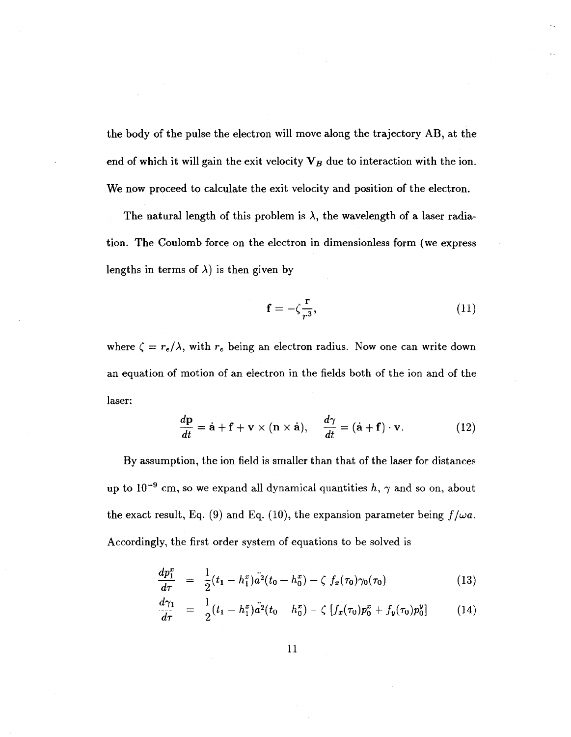the body of the pulse the electron will move along the trajectory AB, at the end of which it will gain the exit velocity $\mathbf{V}_B$ due to interaction with the ion. We now proceed to calculate the exit velocity and position of the electron.

The natural length of this problem is $\lambda$, the wavelength of a laser radiation. The Coulomb force on the electron in dimensionless form (we express lengths in terms of $\lambda$) is then given by

$$\mathbf{f} = -\zeta \frac{\mathbf{r}}{r^3}, \tag{11}$$

where $\zeta = r_e/\lambda$, with $r_e$ being an electron radius. Now one can write down an equation of motion of an electron in the fields both of the ion and of the laser:

$$\frac{d\mathbf{p}}{dt} = \dot{\mathbf{a}} + \mathbf{f} + \mathbf{v} \times (\mathbf{n} \times \dot{\mathbf{a}}), \quad \frac{d\gamma}{dt} = (\dot{\mathbf{a}} + \mathbf{f}) \cdot \mathbf{v}. \tag{12}$$

By assumption, the ion field is smaller than that of the laser for distances up to $10^{-9}$ cm, so we expand all dynamical quantities $h$, $\gamma$ and so on, about the exact result, Eq. (9) and Eq. (10), the expansion parameter being $f/\omega a$. Accordingly, the first order system of equations to be solved is

$$\frac{dp_1^x}{d\tau} = \frac{1}{2}(t_1 - h_1^x)\ddot{a^2}(t_0 - h_0^x) - \zeta \; f_x(\tau_0)\gamma_0(\tau_0) \tag{13}$$

$$\frac{d\gamma_1}{d\tau} = \frac{1}{2}(t_1 - h_1^x)\ddot{a^2}(t_0 - h_0^x) - \zeta \; [f_x(\tau_0)p_0^x + f_y(\tau_0)p_0^y] \tag{14}$$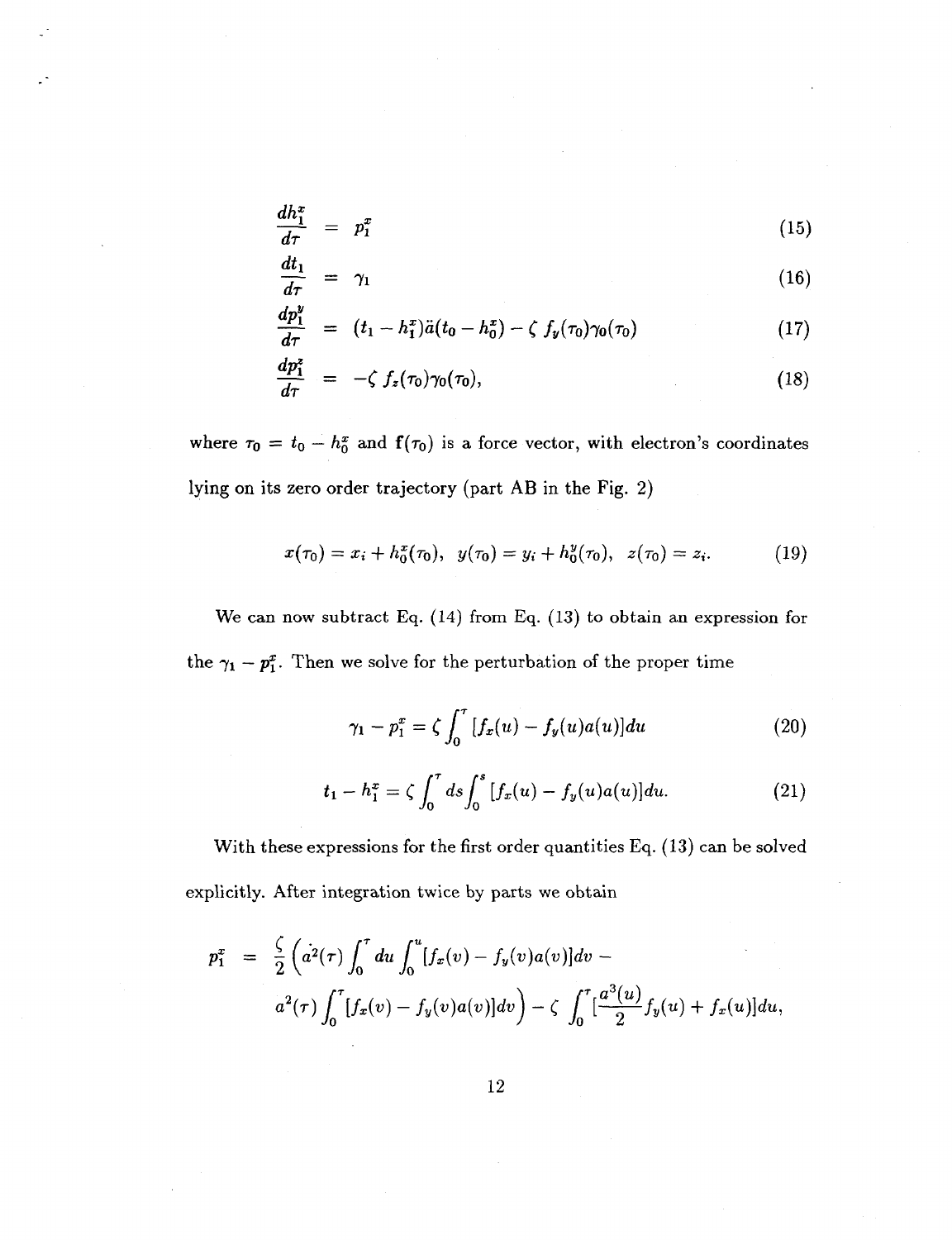$$
\begin{aligned}
\frac{dh_1^x}{d\tau} &= p_1^x & (15)\\
\frac{dt_1}{d\tau} &= \gamma_1 & (16)\\
\frac{dp_1^y}{d\tau} &= (t_1 - h_1^x)\ddot{a}(t_0 - h_0^x) - \zeta\, f_y(\tau_0)\gamma_0(\tau_0) & (17)\\
\frac{dp_1^z}{d\tau} &= -\zeta\, f_z(\tau_0)\gamma_0(\tau_0), & (18)
\end{aligned}
$$

where $\tau_0 = t_0 - h_0^x$ and $\mathbf{f}(\tau_0)$ is a force vector, with electron's coordinates lying on its zero order trajectory (part AB in the Fig. 2)

$$
x(\tau_0) = x_i + h_0^x(\tau_0), \quad y(\tau_0) = y_i + h_0^y(\tau_0), \quad z(\tau_0) = z_i. \tag{19}
$$

We can now subtract Eq. (14) from Eq. (13) to obtain an expression for the $\gamma_1 - p_1^x$. Then we solve for the perturbation of the proper time

$$
\gamma_1 - p_1^x = \zeta \int_0^\tau [f_x(u) - f_y(u)a(u)]du \tag{20}
$$

$$
t_1 - h_1^x = \zeta \int_0^\tau ds \int_0^s [f_x(u) - f_y(u)a(u)]du. \tag{21}
$$

With these expressions for the first order quantities Eq. (13) can be solved explicitly. After integration twice by parts we obtain

$$
\begin{aligned}
p_1^x = {} & \frac{\zeta}{2}\Big(\dot{a^2}(\tau)\int_0^\tau du \int_0^u [f_x(v) - f_y(v)a(v)]dv - \\
& a^2(\tau)\int_0^\tau [f_x(v) - f_y(v)a(v)]dv\Big) - \zeta \int_0^\tau [\frac{a^3(u)}{2} f_y(u) + f_x(u)]du,
\end{aligned}
$$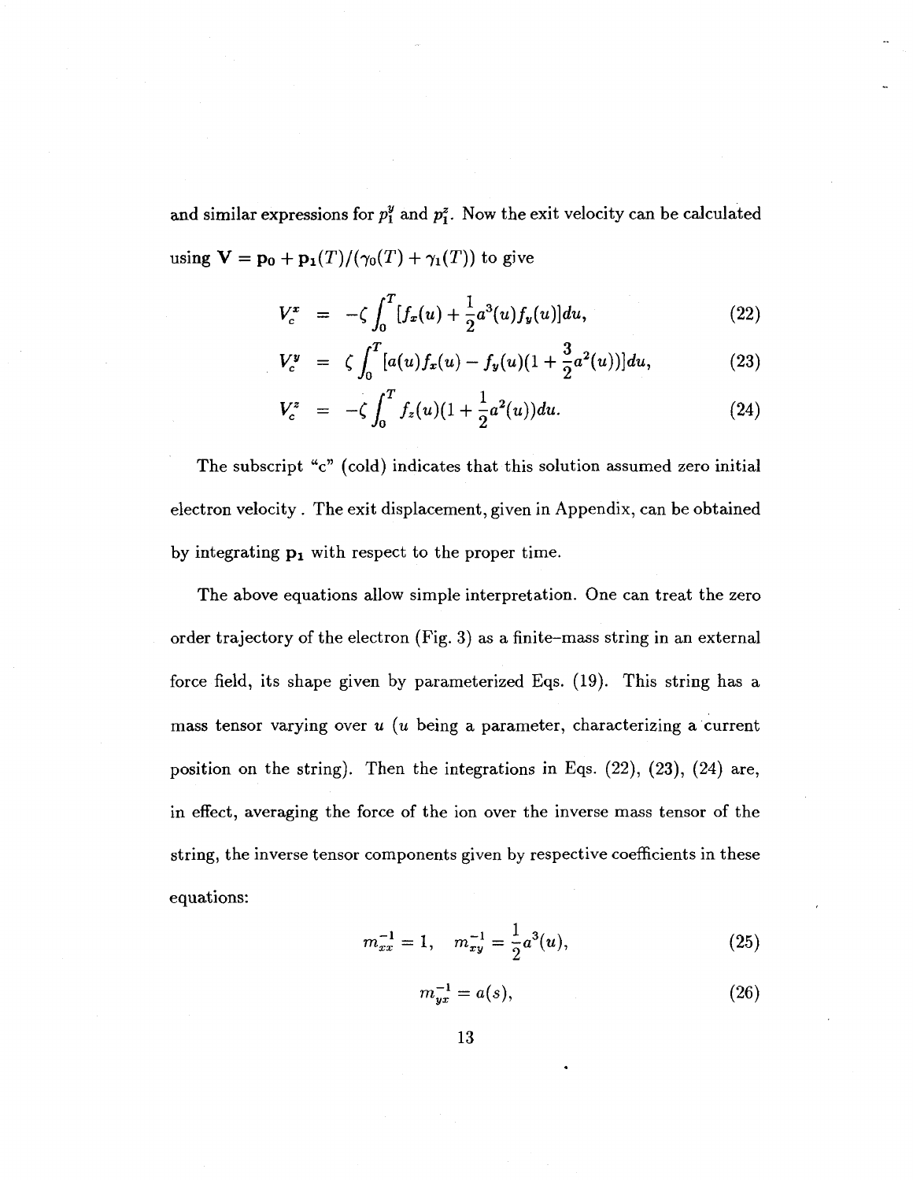and similar expressions for $p_1^y$ and $p_1^z$. Now the exit velocity can be calculated using $\mathbf{V} = \mathbf{p_0} + \mathbf{p_1}(T)/(\gamma_0(T) + \gamma_1(T))$ to give

$$V_c^x = -\zeta \int_0^T [f_x(u) + \frac{1}{2}a^3(u)f_y(u)]du, \tag{22}$$

$$V_c^y = \zeta \int_0^T [a(u)f_x(u) - f_y(u)(1 + \frac{3}{2}a^2(u))]du, \tag{23}$$

$$V_c^z = -\zeta \int_0^T f_z(u)(1 + \frac{1}{2}a^2(u))du. \tag{24}$$

The subscript "c" (cold) indicates that this solution assumed zero initial electron velocity . The exit displacement, given in Appendix, can be obtained by integrating $\mathbf{p_1}$ with respect to the proper time.

The above equations allow simple interpretation. One can treat the zero order trajectory of the electron (Fig. 3) as a finite–mass string in an external force field, its shape given by parameterized Eqs. (19). This string has a mass tensor varying over $u$ ($u$ being a parameter, characterizing a current position on the string). Then the integrations in Eqs. (22), (23), (24) are, in effect, averaging the force of the ion over the inverse mass tensor of the string, the inverse tensor components given by respective coefficients in these equations:

$$m_{xx}^{-1} = 1, \quad m_{xy}^{-1} = \frac{1}{2}a^3(u), \tag{25}$$

$$m_{yx}^{-1} = a(s), \tag{26}$$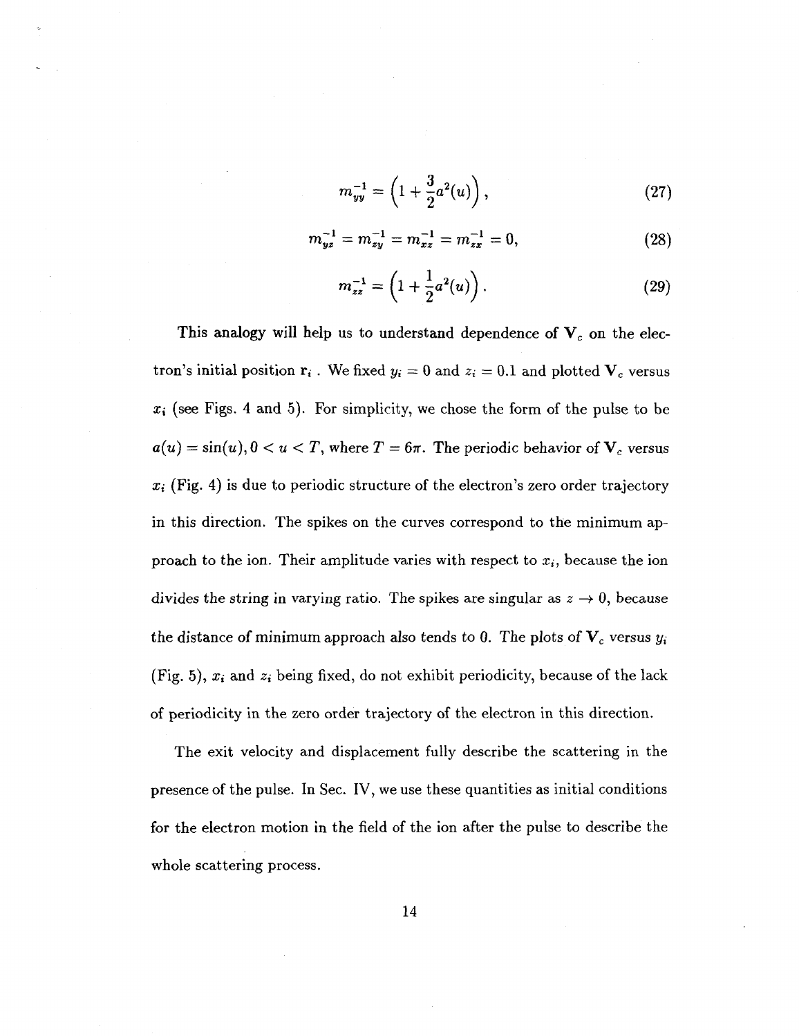$$m_{yy}^{-1} = \left(1 + \frac{3}{2}a^2(u)\right), \tag{27}$$

$$m_{yz}^{-1} = m_{zy}^{-1} = m_{xz}^{-1} = m_{zx}^{-1} = 0, \tag{28}$$

$$m_{zz}^{-1} = \left(1 + \frac{1}{2}a^2(u)\right). \tag{29}$$

This analogy will help us to understand dependence of $\mathbf{V}_c$ on the electron's initial position $\mathbf{r}_i$. We fixed $y_i = 0$ and $z_i = 0.1$ and plotted $\mathbf{V}_c$ versus $x_i$ (see Figs. 4 and 5). For simplicity, we chose the form of the pulse to be $a(u) = \sin(u), 0 < u < T$, where $T = 6\pi$. The periodic behavior of $\mathbf{V}_c$ versus $x_i$ (Fig. 4) is due to periodic structure of the electron's zero order trajectory in this direction. The spikes on the curves correspond to the minimum approach to the ion. Their amplitude varies with respect to $x_i$, because the ion divides the string in varying ratio. The spikes are singular as $z \to 0$, because the distance of minimum approach also tends to 0. The plots of $\mathbf{V}_c$ versus $y_i$ (Fig. 5), $x_i$ and $z_i$ being fixed, do not exhibit periodicity, because of the lack of periodicity in the zero order trajectory of the electron in this direction.

The exit velocity and displacement fully describe the scattering in the presence of the pulse. In Sec. IV, we use these quantities as initial conditions for the electron motion in the field of the ion after the pulse to describe the whole scattering process.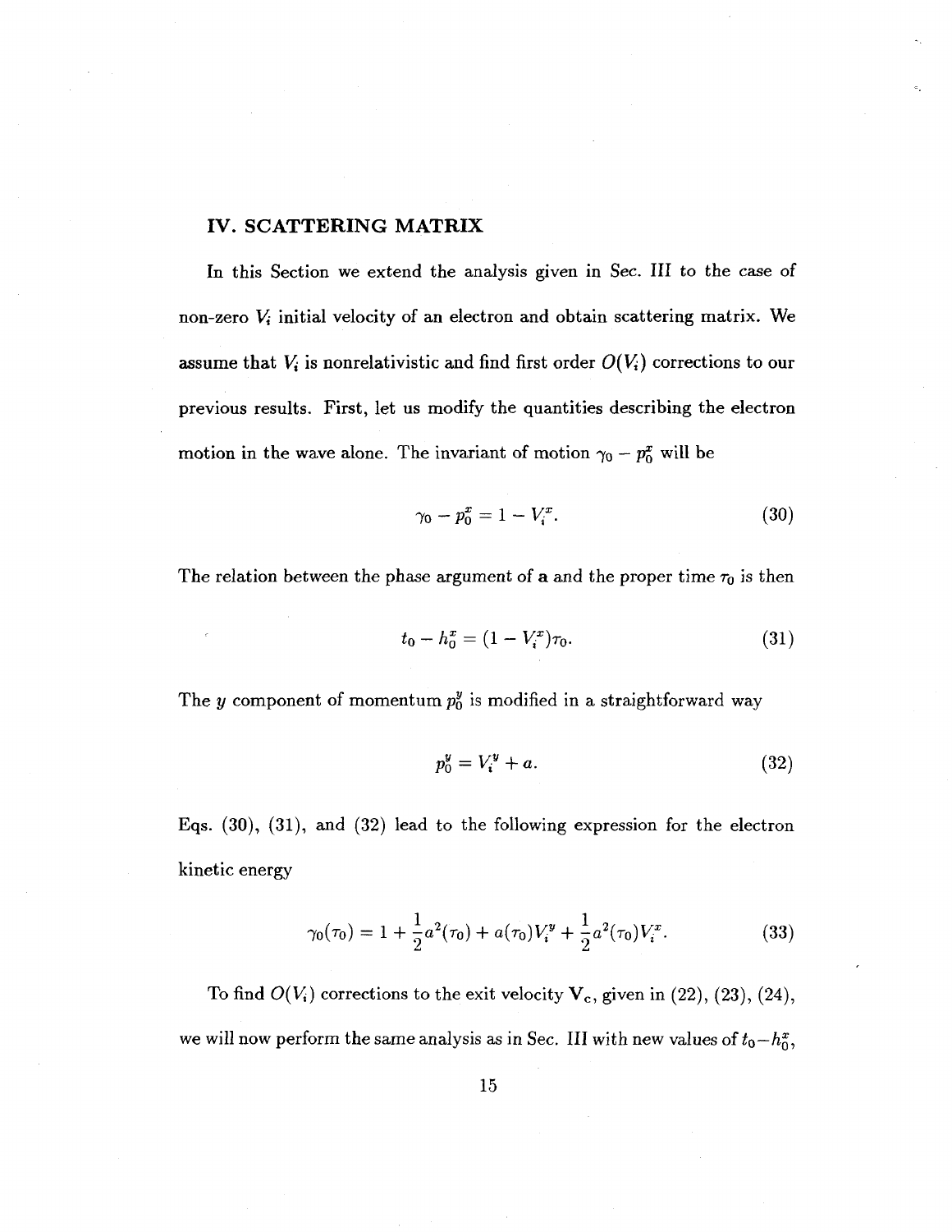## IV. SCATTERING MATRIX

In this Section we extend the analysis given in Sec. III to the case of non-zero $V_i$ initial velocity of an electron and obtain scattering matrix. We assume that $V_i$ is nonrelativistic and find first order $O(V_i)$ corrections to our previous results. First, let us modify the quantities describing the electron motion in the wave alone. The invariant of motion $\gamma_0 - p_0^x$ will be

$$\gamma_0 - p_0^x = 1 - V_i^x. \tag{30}$$

The relation between the phase argument of $\mathbf{a}$ and the proper time $\tau_0$ is then

$$t_0 - h_0^x = (1 - V_i^x)\tau_0. \tag{31}$$

The $y$ component of momentum $p_0^y$ is modified in a straightforward way

$$p_0^y = V_i^y + a. \tag{32}$$

Eqs. (30), (31), and (32) lead to the following expression for the electron kinetic energy

$$\gamma_0(\tau_0) = 1 + \frac{1}{2}a^2(\tau_0) + a(\tau_0)V_i^y + \frac{1}{2}a^2(\tau_0)V_i^x. \tag{33}$$

To find $O(V_i)$ corrections to the exit velocity $\mathbf{V}_c$, given in (22), (23), (24), we will now perform the same analysis as in Sec. III with new values of $t_0 - h_0^x$,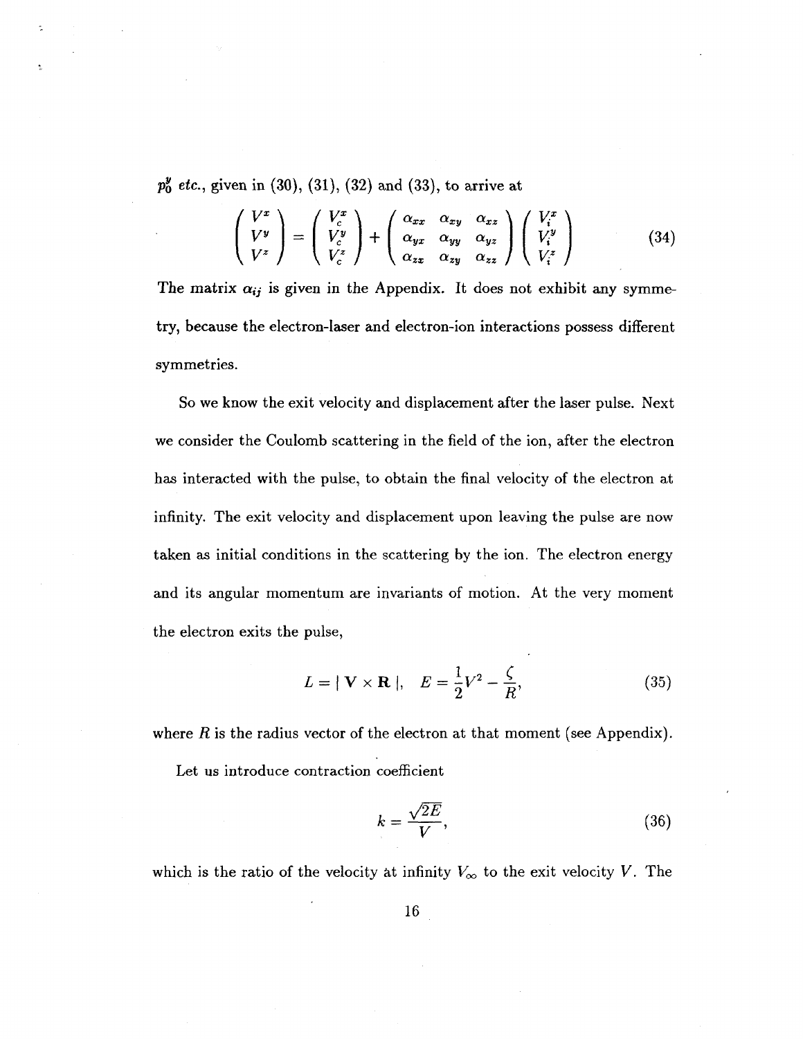$p_0^y$ *etc.*, given in (30), (31), (32) and (33), to arrive at

$$\begin{pmatrix} V^x \\ V^y \\ V^z \end{pmatrix} = \begin{pmatrix} V_c^x \\ V_c^y \\ V_c^z \end{pmatrix} + \begin{pmatrix} \alpha_{xx} & \alpha_{xy} & \alpha_{xz} \\ \alpha_{yx} & \alpha_{yy} & \alpha_{yz} \\ \alpha_{zx} & \alpha_{zy} & \alpha_{zz} \end{pmatrix} \begin{pmatrix} V_i^x \\ V_i^y \\ V_i^z \end{pmatrix} \tag{34}$$

The matrix $\alpha_{ij}$ is given in the Appendix. It does not exhibit any symmetry, because the electron-laser and electron-ion interactions possess different symmetries.

So we know the exit velocity and displacement after the laser pulse. Next we consider the Coulomb scattering in the field of the ion, after the electron has interacted with the pulse, to obtain the final velocity of the electron at infinity. The exit velocity and displacement upon leaving the pulse are now taken as initial conditions in the scattering by the ion. The electron energy and its angular momentum are invariants of motion. At the very moment the electron exits the pulse,

$$L = |\mathbf{V} \times \mathbf{R}|, \quad E = \frac{1}{2}V^2 - \frac{\zeta}{R}, \tag{35}$$

where $R$ is the radius vector of the electron at that moment (see Appendix).

Let us introduce contraction coefficient

$$k = \frac{\sqrt{2E}}{V}, \tag{36}$$

which is the ratio of the velocity at infinity $V_\infty$ to the exit velocity $V$. The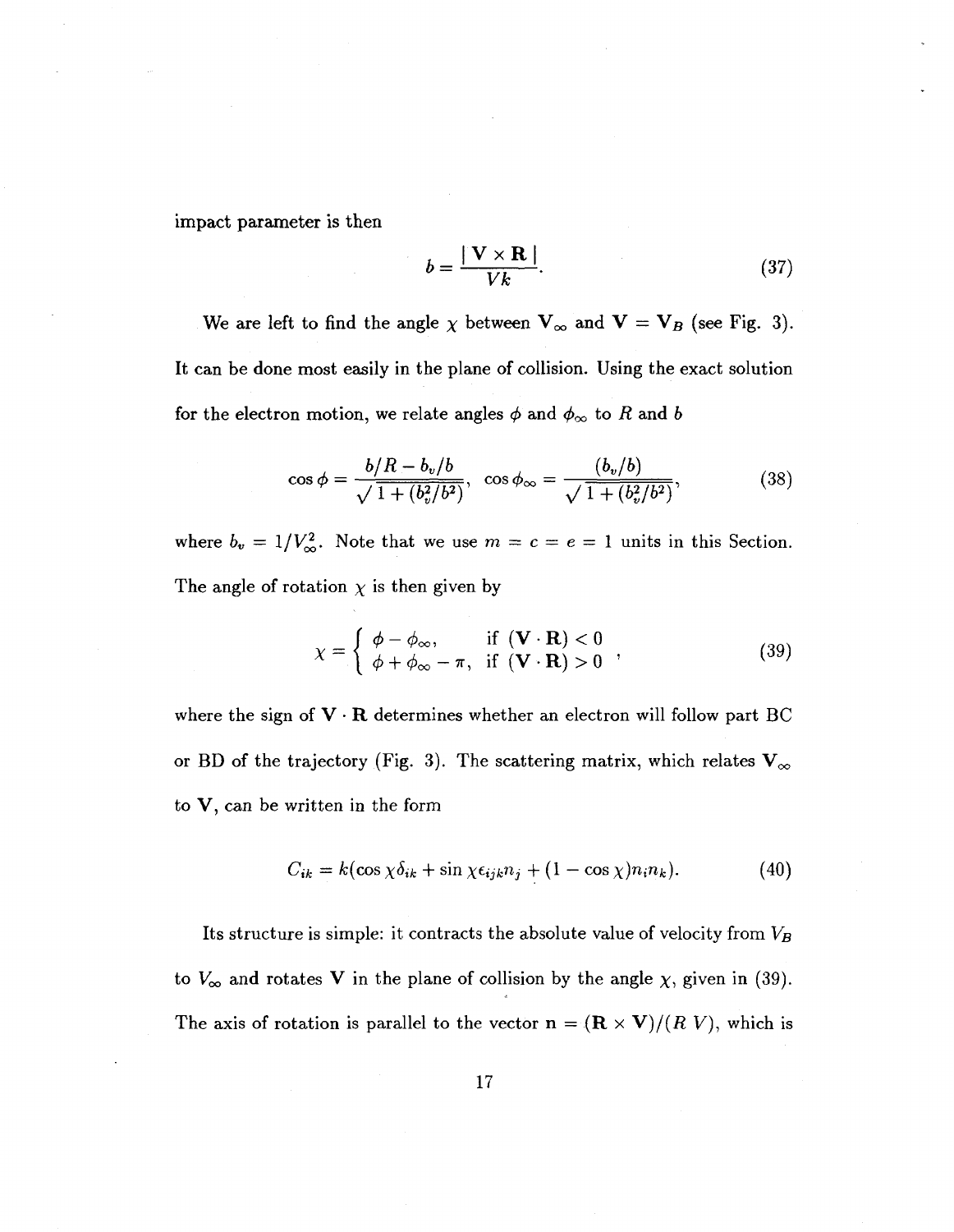impact parameter is then

$$b = \frac{|\mathbf{V} \times \mathbf{R}|}{Vk}. \tag{37}$$

We are left to find the angle $\chi$ between $\mathbf{V}_\infty$ and $\mathbf{V} = \mathbf{V}_B$ (see Fig. 3). It can be done most easily in the plane of collision. Using the exact solution for the electron motion, we relate angles $\phi$ and $\phi_\infty$ to $R$ and $b$

$$\cos\phi = \frac{b/R - b_v/b}{\sqrt{1 + (b_v^2/b^2)}}, \quad \cos\phi_\infty = \frac{(b_v/b)}{\sqrt{1 + (b_v^2/b^2)}}, \tag{38}$$

where $b_v = 1/V_\infty^2$. Note that we use $m = c = e = 1$ units in this Section. The angle of rotation $\chi$ is then given by

$$\chi = \begin{cases} \phi - \phi_\infty, & \text{if } (\mathbf{V} \cdot \mathbf{R}) < 0 \\ \phi + \phi_\infty - \pi, & \text{if } (\mathbf{V} \cdot \mathbf{R}) > 0 \end{cases}, \tag{39}$$

where the sign of $\mathbf{V} \cdot \mathbf{R}$ determines whether an electron will follow part BC or BD of the trajectory (Fig. 3). The scattering matrix, which relates $\mathbf{V}_\infty$ to $\mathbf{V}$, can be written in the form

$$C_{ik} = k(\cos\chi\delta_{ik} + \sin\chi\epsilon_{ijk}n_j + (1 - \cos\chi)n_i n_k). \tag{40}$$

Its structure is simple: it contracts the absolute value of velocity from $V_B$ to $V_\infty$ and rotates $\mathbf{V}$ in the plane of collision by the angle $\chi$, given in (39). The axis of rotation is parallel to the vector $\mathbf{n} = (\mathbf{R} \times \mathbf{V})/(R\, V)$, which is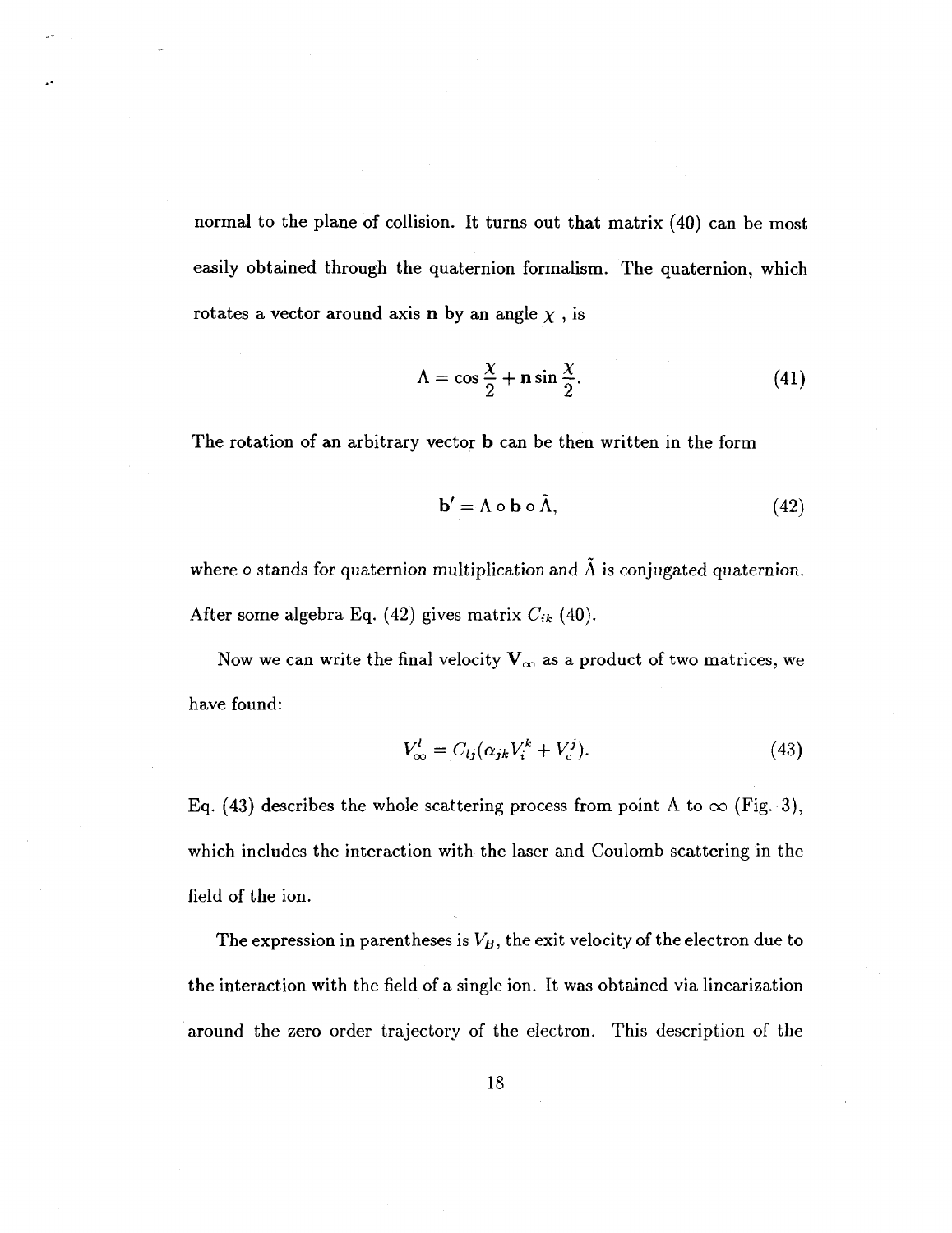normal to the plane of collision. It turns out that matrix (40) can be most easily obtained through the quaternion formalism. The quaternion, which rotates a vector around axis $\mathbf{n}$ by an angle $\chi$ , is

$$\Lambda = \cos\frac{\chi}{2} + \mathbf{n}\sin\frac{\chi}{2}. \tag{41}$$

The rotation of an arbitrary vector $\mathbf{b}$ can be then written in the form

$$\mathbf{b}' = \Lambda \circ \mathbf{b} \circ \tilde{\Lambda}, \tag{42}$$

where $\circ$ stands for *quaternion multiplication* and $\tilde{\Lambda}$ is *conjugated quaternion*. After some algebra Eq. (42) gives matrix $C_{ik}$ (40).

Now we can write the final velocity $\mathbf{V}_\infty$ as a product of two matrices, we have found:

$$V_\infty^l = C_{lj}(\alpha_{jk}V_i^k + V_c^j). \tag{43}$$

Eq. (43) describes the whole scattering process from point A to $\infty$ (Fig. 3), which includes the interaction with the laser and Coulomb scattering in the field of the ion.

The expression in parentheses is $V_B$, the exit velocity of the electron due to the interaction with the field of a single ion. It was obtained via linearization around the zero order trajectory of the electron. This description of the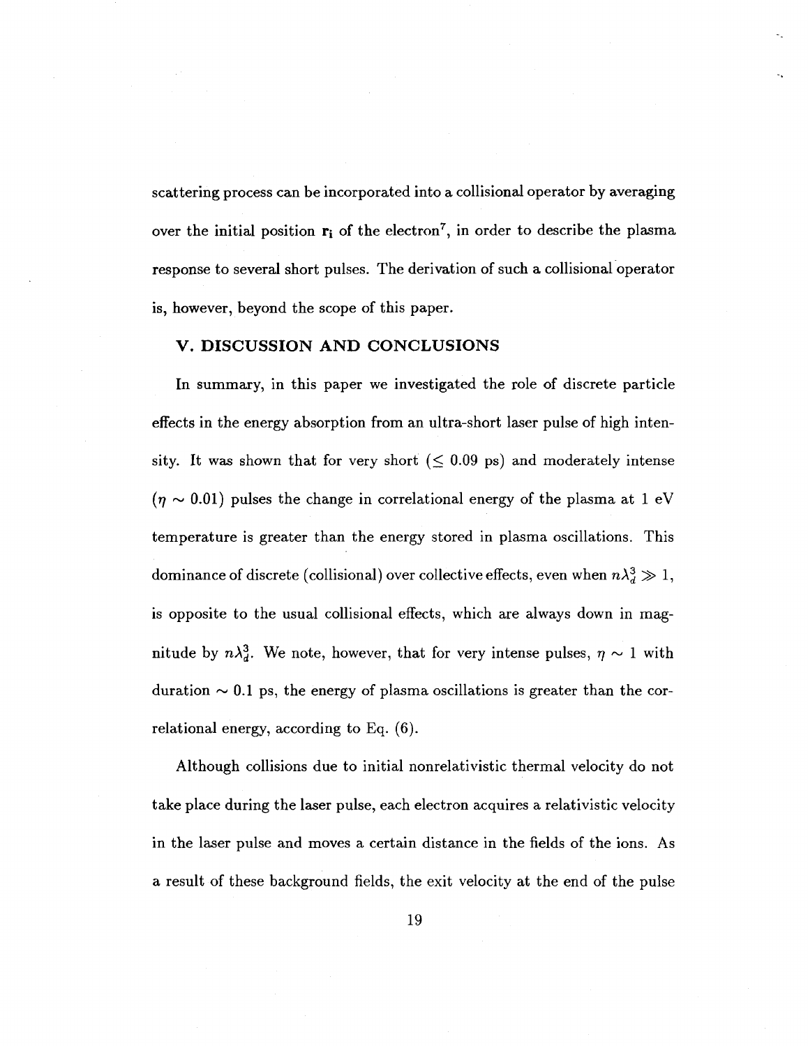scattering process can be incorporated into a collisional operator by averaging over the initial position $\mathbf{r_i}$ of the electron[7], in order to describe the plasma response to several short pulses. The derivation of such a collisional operator is, however, beyond the scope of this paper.

## V. DISCUSSION AND CONCLUSIONS

In summary, in this paper we investigated the role of discrete particle effects in the energy absorption from an ultra-short laser pulse of high intensity. It was shown that for very short ($\leq 0.09$ ps) and moderately intense ($\eta \sim 0.01$) pulses the change in correlational energy of the plasma at 1 eV temperature is greater than the energy stored in plasma oscillations. This dominance of discrete (collisional) over collective effects, even when $n\lambda_d^3 \gg 1$, is opposite to the usual collisional effects, which are always down in magnitude by $n\lambda_d^3$. We note, however, that for very intense pulses, $\eta \sim 1$ with duration $\sim 0.1$ ps, the energy of plasma oscillations is greater than the correlational energy, according to Eq. (6).

Although collisions due to initial nonrelativistic thermal velocity do not take place during the laser pulse, each electron acquires a relativistic velocity in the laser pulse and moves a certain distance in the fields of the ions. As a result of these background fields, the exit velocity at the end of the pulse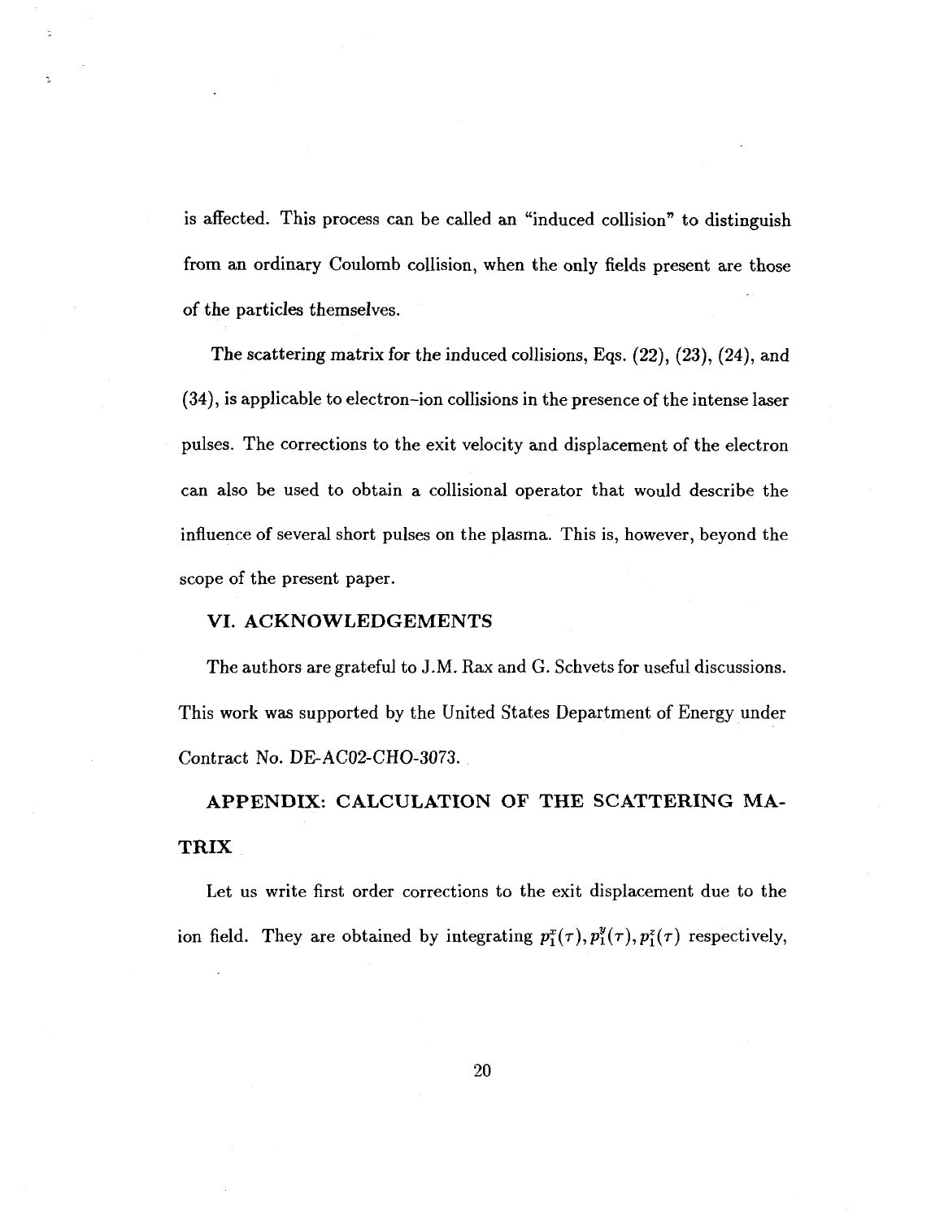is affected. This process can be called an "induced collision" to distinguish from an ordinary Coulomb collision, when the only fields present are those of the particles themselves.

The scattering matrix for the induced collisions, Eqs. (22), (23), (24), and (34), is applicable to electron–ion collisions in the presence of the intense laser pulses. The corrections to the exit velocity and displacement of the electron can also be used to obtain a collisional operator that would describe the influence of several short pulses on the plasma. This is, however, beyond the scope of the present paper.

## VI. ACKNOWLEDGEMENTS

The authors are grateful to J.M. Rax and G. Schvets for useful discussions. This work was supported by the United States Department of Energy under Contract No. DE-AC02-CHO-3073.

## APPENDIX: CALCULATION OF THE SCATTERING MATRIX

Let us write first order corrections to the exit displacement due to the ion field. They are obtained by integrating $p_1^x(\tau), p_1^y(\tau), p_1^z(\tau)$ respectively,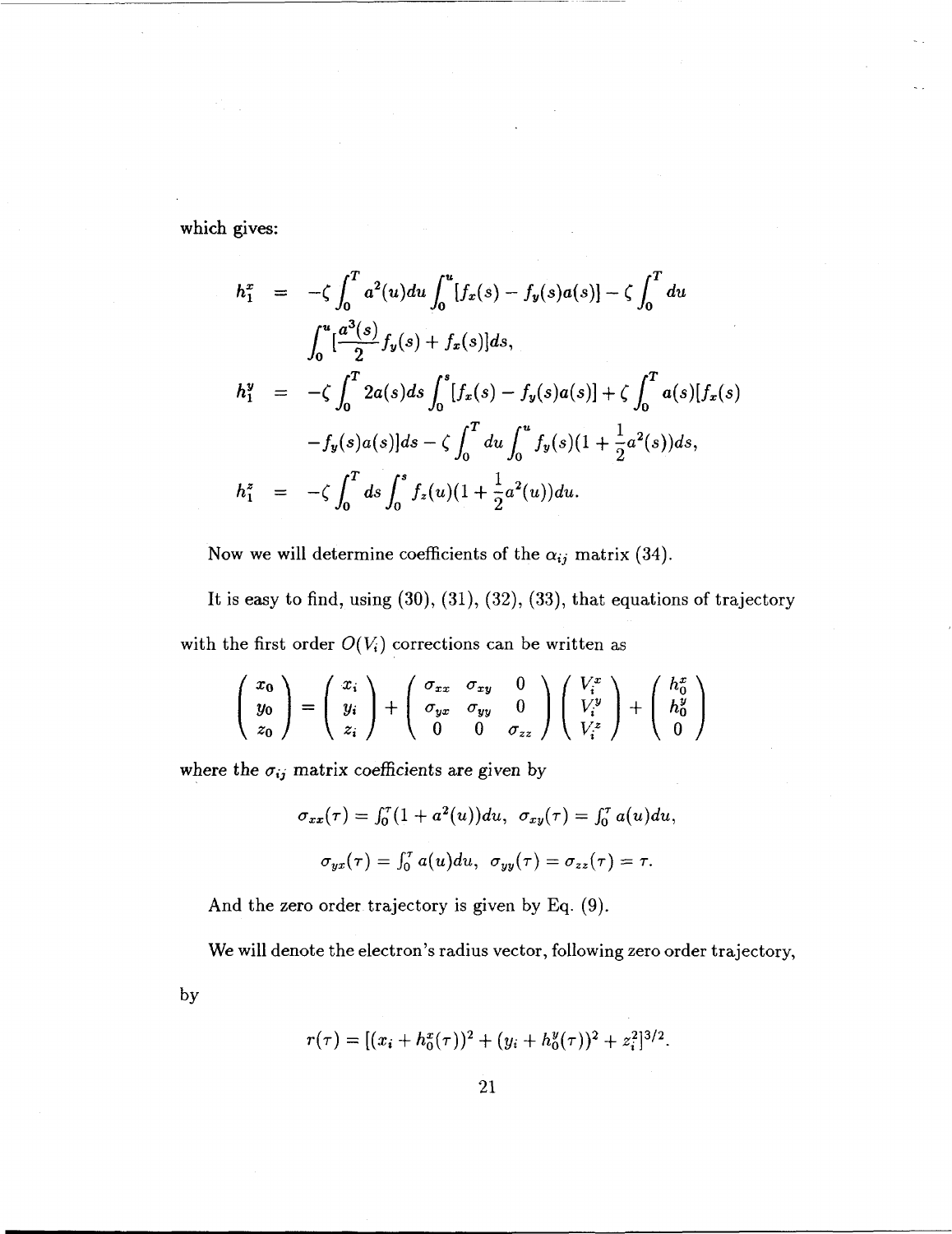which gives:

$$
\begin{aligned}
h_1^x &= -\zeta \int_0^T a^2(u)du \int_0^u [f_x(s) - f_y(s)a(s)] - \zeta \int_0^T du \\
&\quad \int_0^u [\frac{a^3(s)}{2} f_y(s) + f_x(s)]ds, \\
h_1^y &= -\zeta \int_0^T 2a(s)ds \int_0^s [f_x(s) - f_y(s)a(s)] + \zeta \int_0^T a(s)[f_x(s) \\
&\quad - f_y(s)a(s)]ds - \zeta \int_0^T du \int_0^u f_y(s)(1 + \frac{1}{2}a^2(s))ds, \\
h_1^z &= -\zeta \int_0^T ds \int_0^s f_z(u)(1 + \frac{1}{2}a^2(u))du.
\end{aligned}
$$

Now we will determine coefficients of the $\alpha_{ij}$ matrix (34).

It is easy to find, using (30), (31), (32), (33), that equations of trajectory with the first order $O(V_i)$ corrections can be written as

$$
\begin{pmatrix} x_0 \\ y_0 \\ z_0 \end{pmatrix} = \begin{pmatrix} x_i \\ y_i \\ z_i \end{pmatrix} + \begin{pmatrix} \sigma_{xx} & \sigma_{xy} & 0 \\ \sigma_{yx} & \sigma_{yy} & 0 \\ 0 & 0 & \sigma_{zz} \end{pmatrix} \begin{pmatrix} V_i^x \\ V_i^y \\ V_i^z \end{pmatrix} + \begin{pmatrix} h_0^x \\ h_0^y \\ 0 \end{pmatrix}
$$

where the $\sigma_{ij}$ matrix coefficients are given by

$$
\sigma_{xx}(\tau) = \int_0^\tau (1 + a^2(u))du, \quad \sigma_{xy}(\tau) = \int_0^\tau a(u)du,
$$

$$
\sigma_{yx}(\tau) = \int_0^\tau a(u)du, \quad \sigma_{yy}(\tau) = \sigma_{zz}(\tau) = \tau.
$$

And the zero order trajectory is given by Eq. (9).

We will denote the electron's radius vector, following zero order trajectory, by

$$
r(\tau) = [(x_i + h_0^x(\tau))^2 + (y_i + h_0^y(\tau))^2 + z_i^2]^{3/2}.
$$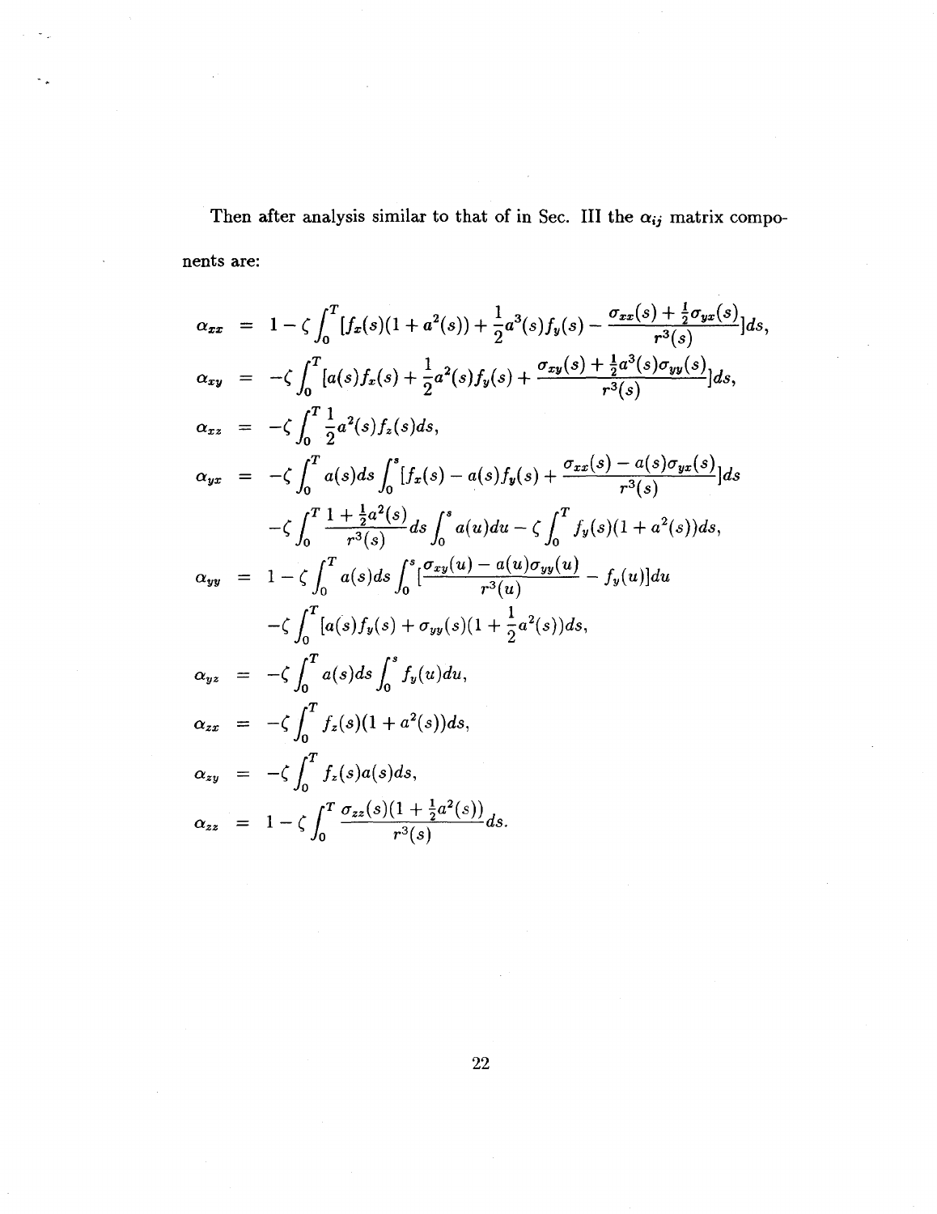Then after analysis similar to that of in Sec. III the $\alpha_{ij}$ matrix components are:

$$
\begin{aligned}
\alpha_{xx} &= 1-\zeta\int_0^T [f_x(s)(1+a^2(s))+\frac{1}{2}a^3(s)f_y(s)-\frac{\sigma_{xx}(s)+\frac{1}{2}\sigma_{yx}(s)}{r^3(s)}]ds,\\
\alpha_{xy} &= -\zeta\int_0^T [a(s)f_x(s)+\frac{1}{2}a^2(s)f_y(s)+\frac{\sigma_{xy}(s)+\frac{1}{2}a^3(s)\sigma_{yy}(s)}{r^3(s)}]ds,\\
\alpha_{xz} &= -\zeta\int_0^T \frac{1}{2}a^2(s)f_z(s)ds,\\
\alpha_{yx} &= -\zeta\int_0^T a(s)ds\int_0^s [f_x(s)-a(s)f_y(s)+\frac{\sigma_{xx}(s)-a(s)\sigma_{yx}(s)}{r^3(s)}]ds\\
&\quad -\zeta\int_0^T \frac{1+\frac{1}{2}a^2(s)}{r^3(s)}ds\int_0^s a(u)du-\zeta\int_0^T f_y(s)(1+a^2(s))ds,\\
\alpha_{yy} &= 1-\zeta\int_0^T a(s)ds\int_0^s [\frac{\sigma_{xy}(u)-a(u)\sigma_{yy}(u)}{r^3(u)}-f_y(u)]du\\
&\quad -\zeta\int_0^T [a(s)f_y(s)+\sigma_{yy}(s)(1+\frac{1}{2}a^2(s))ds,\\
\alpha_{yz} &= -\zeta\int_0^T a(s)ds\int_0^s f_y(u)du,\\
\alpha_{zx} &= -\zeta\int_0^T f_z(s)(1+a^2(s))ds,\\
\alpha_{zy} &= -\zeta\int_0^T f_z(s)a(s)ds,\\
\alpha_{zz} &= 1-\zeta\int_0^T \frac{\sigma_{zz}(s)(1+\frac{1}{2}a^2(s))}{r^3(s)}ds.
\end{aligned}
$$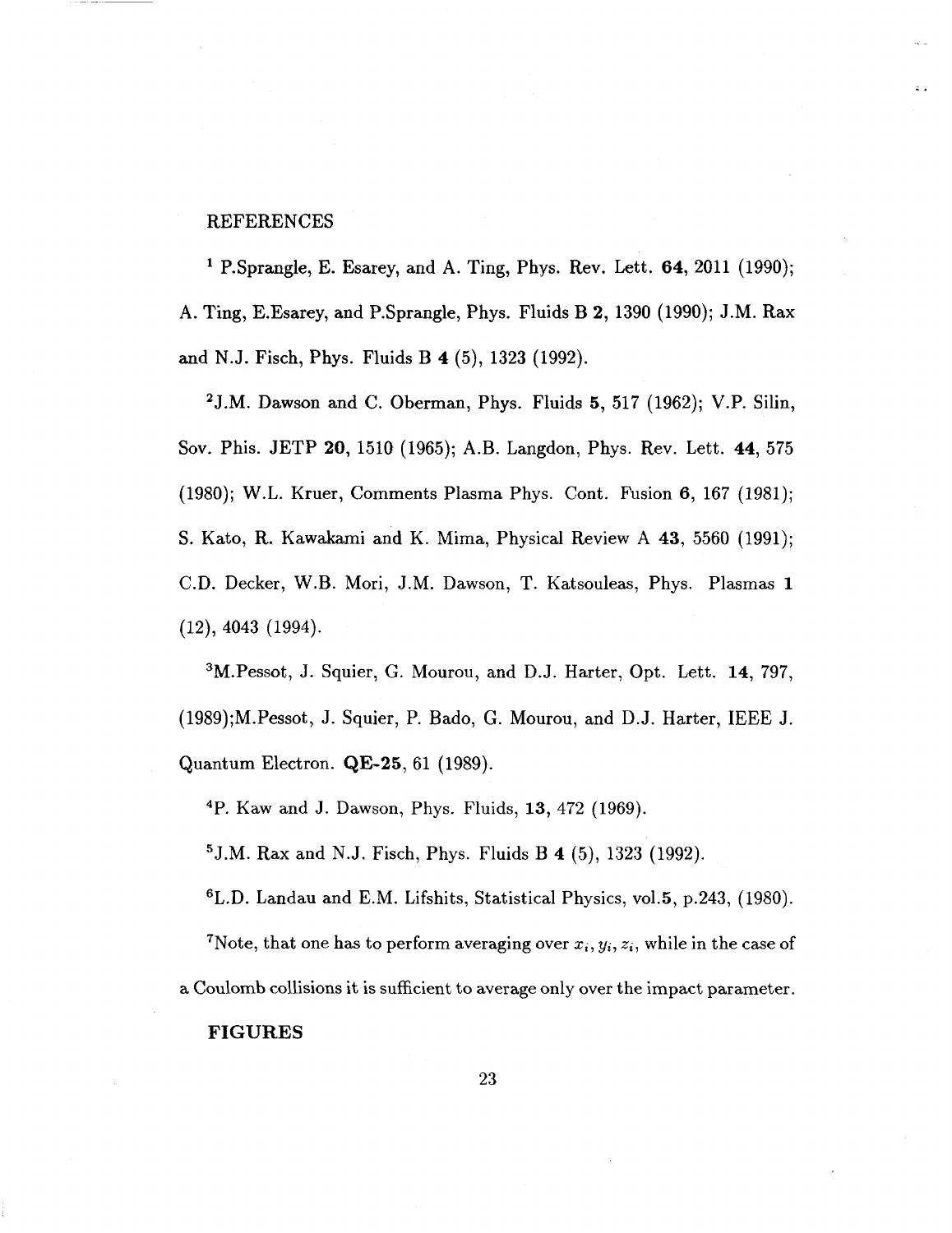## REFERENCES

[1] P.Sprangle, E. Esarey, and A. Ting, Phys. Rev. Lett. **64**, 2011 (1990); A. Ting, E.Esarey, and P.Sprangle, Phys. Fluids B **2**, 1390 (1990); J.M. Rax and N.J. Fisch, Phys. Fluids B **4** (5), 1323 (1992).

[2] J.M. Dawson and C. Oberman, Phys. Fluids **5**, 517 (1962); V.P. Silin, Sov. Phis. JETP **20**, 1510 (1965); A.B. Langdon, Phys. Rev. Lett. **44**, 575 (1980); W.L. Kruer, Comments Plasma Phys. Cont. Fusion **6**, 167 (1981); S. Kato, R. Kawakami and K. Mima, Physical Review A **43**, 5560 (1991); C.D. Decker, W.B. Mori, J.M. Dawson, T. Katsouleas, Phys. Plasmas **1** (12), 4043 (1994).

[3] M.Pessot, J. Squier, G. Mourou, and D.J. Harter, Opt. Lett. **14**, 797, (1989);M.Pessot, J. Squier, P. Bado, G. Mourou, and D.J. Harter, IEEE J. Quantum Electron. **QE-25**, 61 (1989).

[4] P. Kaw and J. Dawson, Phys. Fluids, **13**, 472 (1969).

[5] J.M. Rax and N.J. Fisch, Phys. Fluids B **4** (5), 1323 (1992).

[6] L.D. Landau and E.M. Lifshits, Statistical Physics, vol.**5**, p.243, (1980).

[7] Note, that one has to perform averaging over $x_i, y_i, z_i$, while in the case of a Coulomb collisions it is sufficient to average only over the impact parameter.

## FIGURES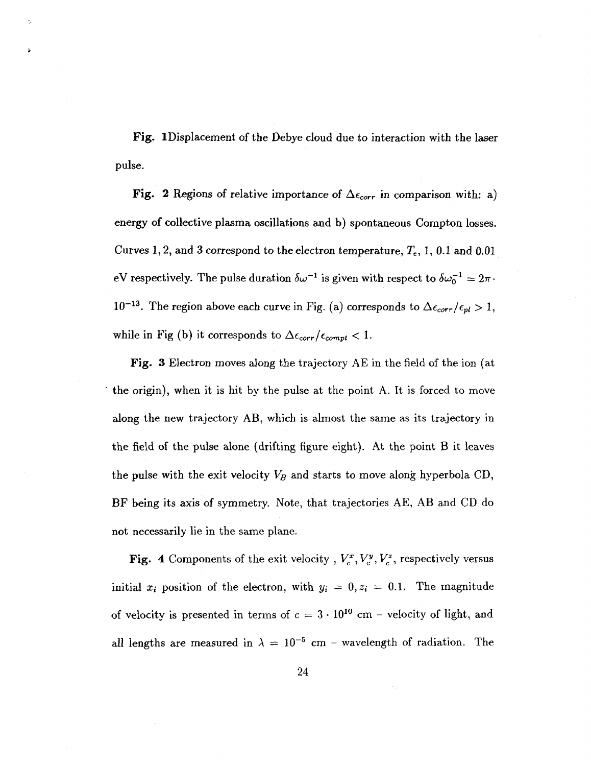**Fig. 1**Displacement of the Debye cloud due to interaction with the laser pulse.

**Fig. 2** Regions of relative importance of $\Delta\epsilon_{corr}$ in comparison with: a) energy of collective plasma oscillations and b) spontaneous Compton losses. Curves 1, 2, and 3 correspond to the electron temperature, $T_e$, 1, 0.1 and 0.01 eV respectively. The pulse duration $\delta\omega^{-1}$ is given with respect to $\delta\omega_0^{-1} = 2\pi \cdot 10^{-13}$. The region above each curve in Fig. (a) corresponds to $\Delta\epsilon_{corr}/\epsilon_{pl} > 1$, while in Fig (b) it corresponds to $\Delta\epsilon_{corr}/\epsilon_{compt} < 1$.

**Fig. 3** Electron moves along the trajectory AE in the field of the ion (at the origin), when it is hit by the pulse at the point A. It is forced to move along the new trajectory AB, which is almost the same as its trajectory in the field of the pulse alone (drifting figure eight). At the point B it leaves the pulse with the exit velocity $V_B$ and starts to move along hyperbola CD, BF being its axis of symmetry. Note, that trajectories AE, AB and CD do not necessarily lie in the same plane.

**Fig. 4** Components of the exit velocity , $V_c^x, V_c^y, V_c^z$, respectively versus initial $x_i$ position of the electron, with $y_i = 0, z_i = 0.1$. The magnitude of velocity is presented in terms of $c = 3 \cdot 10^{10}$ cm – velocity of light, and all lengths are measured in $\lambda = 10^{-5}$ cm – wavelength of radiation. The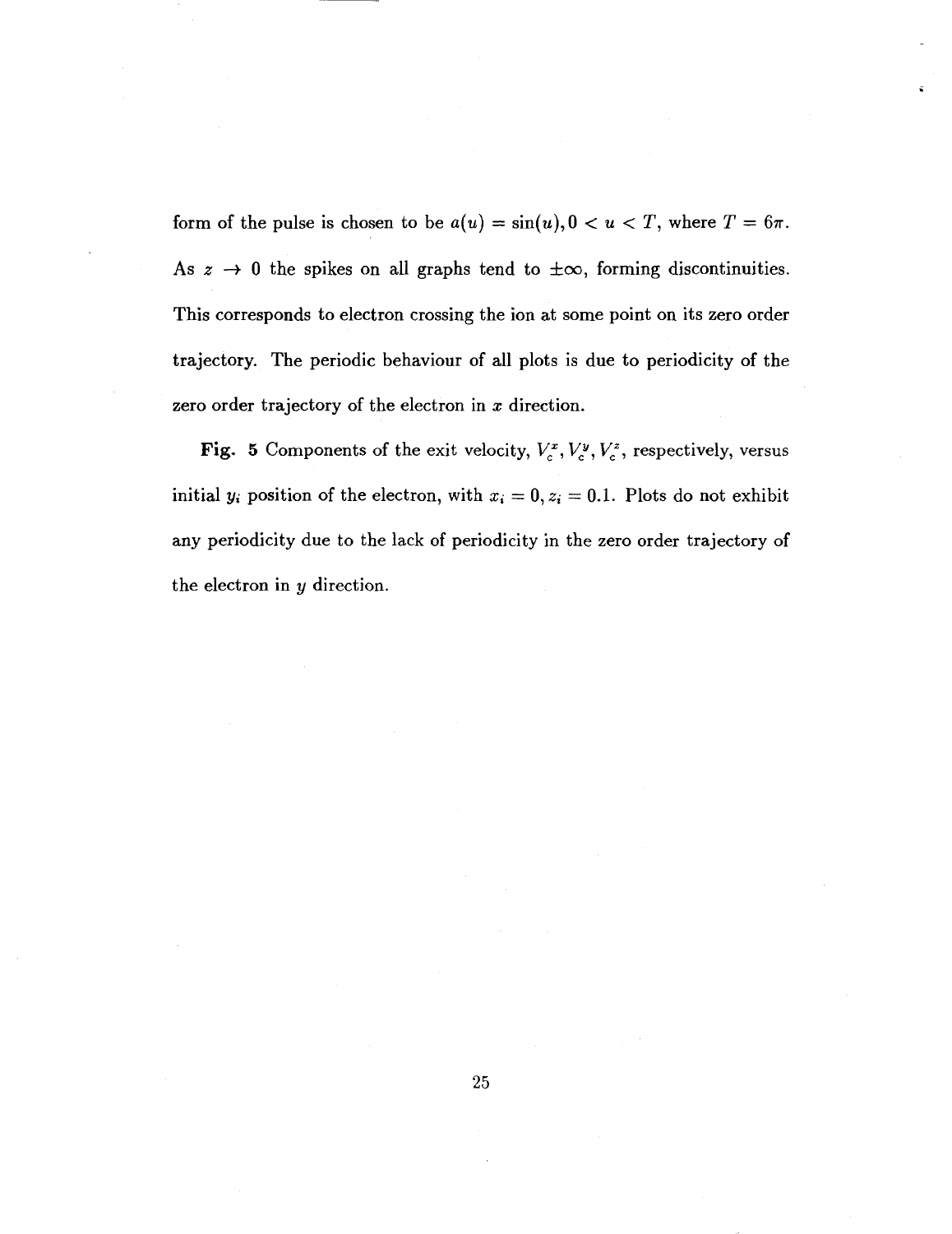form of the pulse is chosen to be $a(u) = \sin(u), 0 < u < T$, where $T = 6\pi$. As $z \to 0$ the spikes on all graphs tend to $\pm\infty$, forming discontinuities. This corresponds to electron crossing the ion at some point on its zero order trajectory. The periodic behaviour of all plots is due to periodicity of the zero order trajectory of the electron in $x$ direction.

**Fig. 5** Components of the exit velocity, $V_c^x, V_c^y, V_c^z$, respectively, versus initial $y_i$ position of the electron, with $x_i = 0, z_i = 0.1$. Plots do not exhibit any periodicity due to the lack of periodicity in the zero order trajectory of the electron in $y$ direction.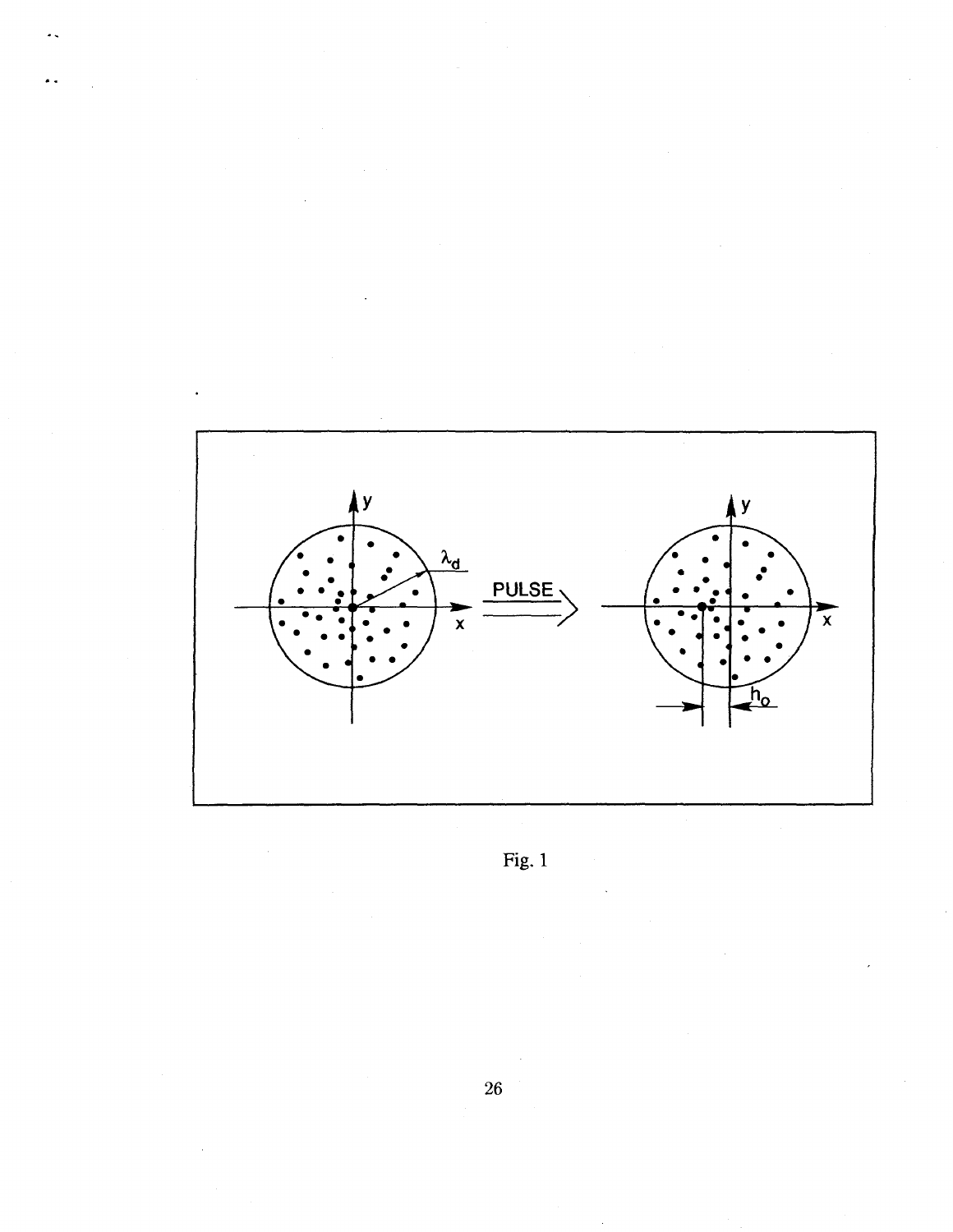y

$\lambda_d$

PULSE

x

y

x

$h_o$

Fig. 1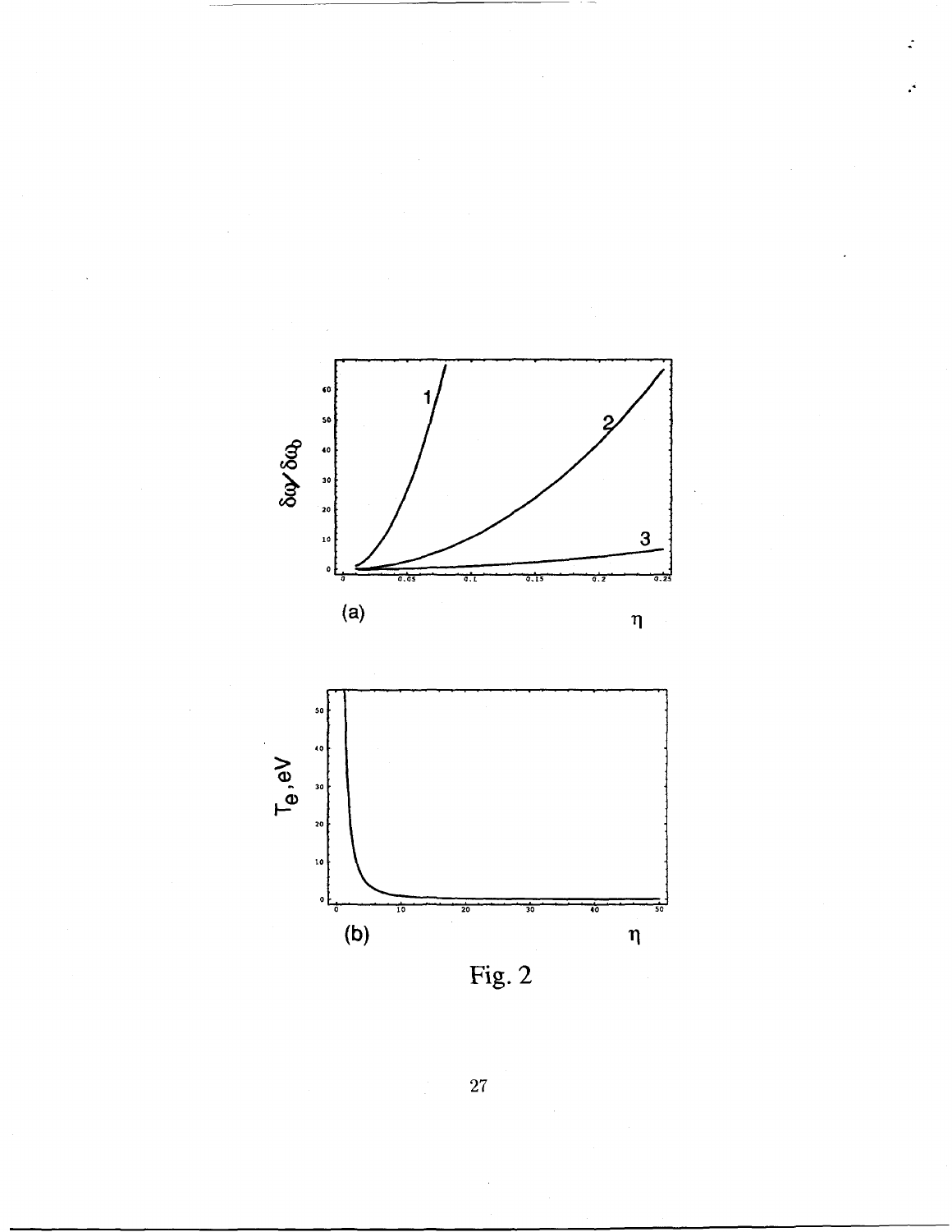$\delta\omega/\delta\omega_0$

0
10
20
30
40
50
60

0
0.05
0.1
0.15
0.2
0.25

1

2

3

(a)

$\eta$

$T_e$, eV

0
10
20
30
40
50

0
10
20
30
40
50

(b)

$\eta$

Fig. 2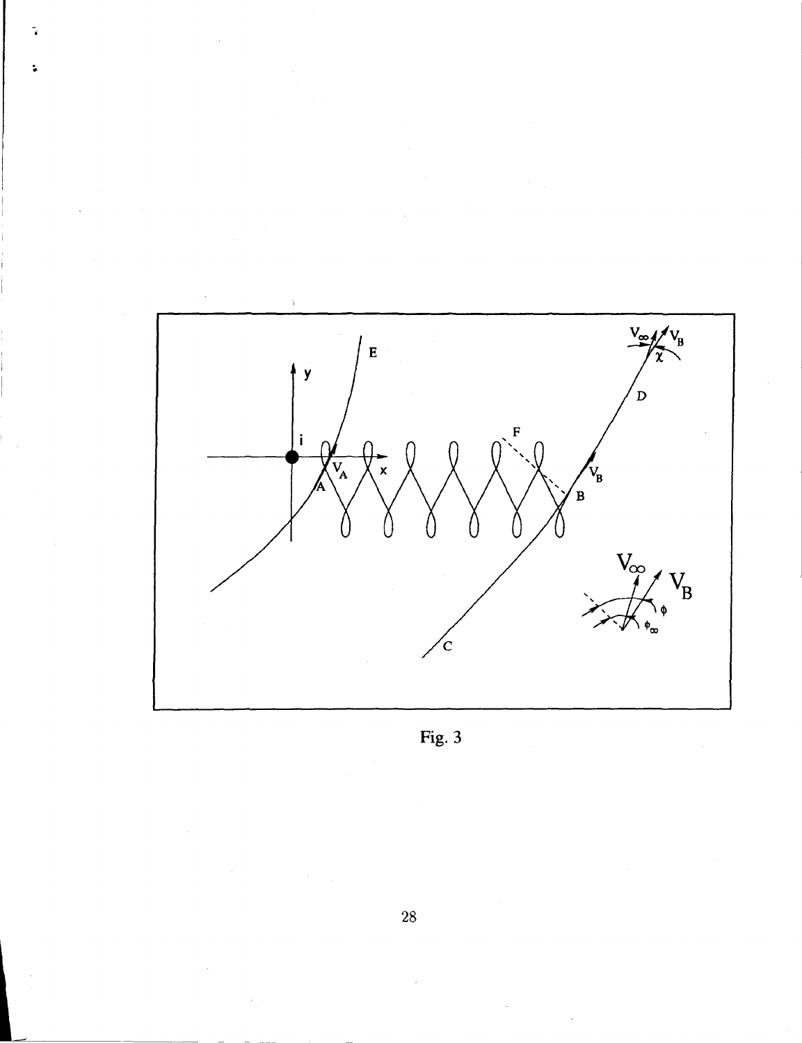E

y

i

$V_A$

x

A

F

$V_B$

B

D

$V_\infty$

$V_B$

$\chi$

$V_\infty$

$V_B$

$\phi$

$\phi_\infty$

C

Fig. 3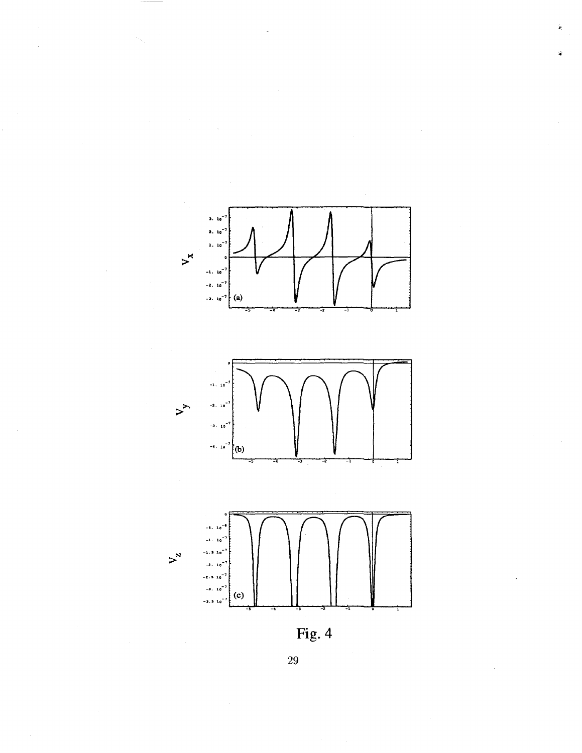$V_x$

3. $10^{-7}$
2. $10^{-7}$
1. $10^{-7}$
0
-1. $10^{-7}$
-2. $10^{-7}$
-3. $10^{-7}$

(a)

-5 -4 -3 -2 -1 0 1

$V_y$

0
-1. $10^{-7}$
-2. $10^{-7}$
-3. $10^{-7}$
-4. $10^{-7}$

(b)

-5 -4 -3 -2 -1 0 1

$V_z$

0
-5. $10^{-8}$
-1. $10^{-7}$
-1.5 $10^{-7}$
-2. $10^{-7}$
-2.5 $10^{-7}$
-3. $10^{-7}$
-3.5 $10^{-7}$

(c)

-5 -4 -3 -2 -1 0 1

Fig. 4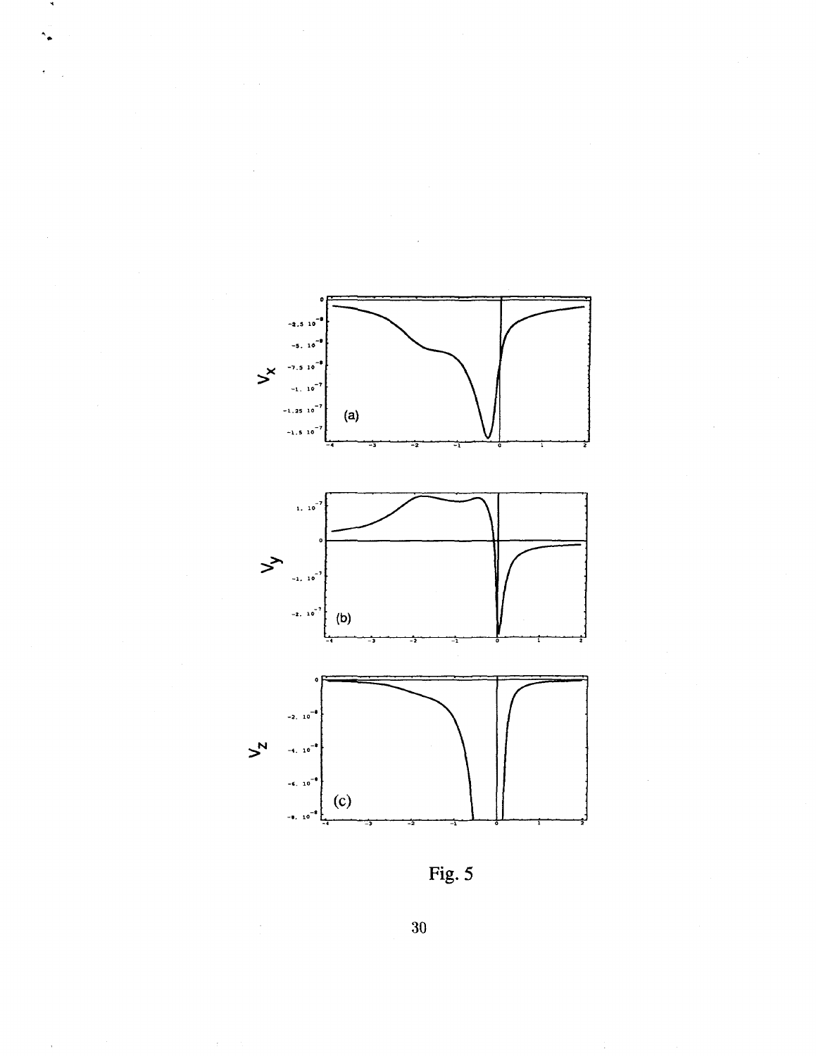0

-2.5 10^-8

-5. 10^-8

-7.5 10^-8

-1. 10^-7

-1.25 10^-7

-1.5 10^-7

$V_x$

(a)

-4 -3 -2 -1 0 1 2

1. 10^-7

0

-1. 10^-7

-2. 10^-7

$V_y$

(b)

-4 -3 -2 -1 0 1 2

0

-2. 10^-8

-4. 10^-8

-6. 10^-8

-8. 10^-8

$V_z$

(c)

-4 -3 -2 -1 0 1 2

Fig. 5